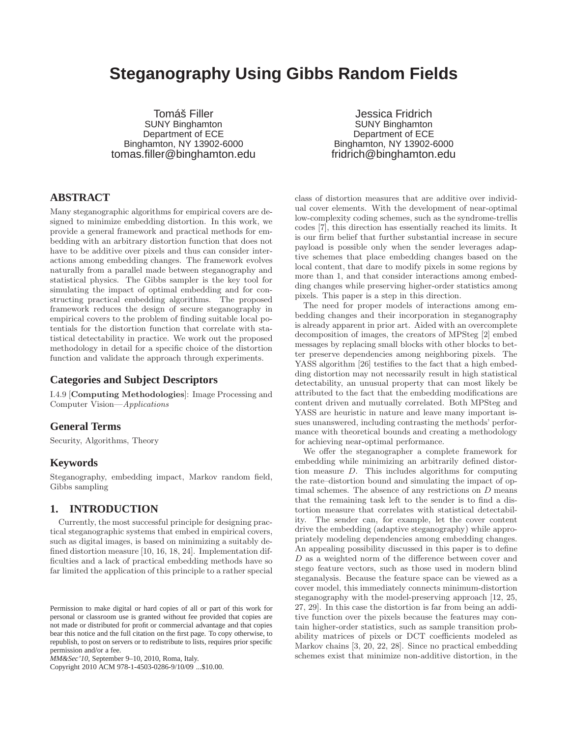# Steganography Using Gibbs Random Fields

Tomáš Filler
SUNY Binghamton
Department of ECE
Binghamton, NY 13902-6000
tomas.filler@binghamton.edu

Jessica Fridrich
SUNY Binghamton
Department of ECE
Binghamton, NY 13902-6000
fridrich@binghamton.edu

## ABSTRACT

Many steganographic algorithms for empirical covers are designed to minimize embedding distortion. In this work, we provide a general framework and practical methods for embedding with an arbitrary distortion function that does not have to be additive over pixels and thus can consider interactions among embedding changes. The framework evolves naturally from a parallel made between steganography and statistical physics. The Gibbs sampler is the key tool for simulating the impact of optimal embedding and for constructing practical embedding algorithms. The proposed framework reduces the design of secure steganography in empirical covers to the problem of finding suitable local potentials for the distortion function that correlate with statistical detectability in practice. We work out the proposed methodology in detail for a specific choice of the distortion function and validate the approach through experiments.

### Categories and Subject Descriptors

I.4.9 [**Computing Methodologies**]: Image Processing and Computer Vision—*Applications*

### General Terms

Security, Algorithms, Theory

### Keywords

Steganography, embedding impact, Markov random field, Gibbs sampling

## 1. INTRODUCTION

Currently, the most successful principle for designing practical steganographic systems that embed in empirical covers, such as digital images, is based on minimizing a suitably defined distortion measure [10, 16, 18, 24]. Implementation difficulties and a lack of practical embedding methods have so far limited the application of this principle to a rather special class of distortion measures that are additive over individual cover elements. With the development of near-optimal low-complexity coding schemes, such as the syndrome-trellis codes [7], this direction has essentially reached its limits. It is our firm belief that further substantial increase in secure payload is possible only when the sender leverages adaptive schemes that place embedding changes based on the local content, that dare to modify pixels in some regions by more than 1, and that consider interactions among embedding changes while preserving higher-order statistics among pixels. This paper is a step in this direction.

The need for proper models of interactions among embedding changes and their incorporation in steganography is already apparent in prior art. Aided with an overcomplete decomposition of images, the creators of MPSteg [2] embed messages by replacing small blocks with other blocks to better preserve dependencies among neighboring pixels. The YASS algorithm [26] testifies to the fact that a high embedding distortion may not necessarily result in high statistical detectability, an unusual property that can most likely be attributed to the fact that the embedding modifications are content driven and mutually correlated. Both MPSteg and YASS are heuristic in nature and leave many important issues unanswered, including contrasting the methods' performance with theoretical bounds and creating a methodology for achieving near-optimal performance.

We offer the steganographer a complete framework for embedding while minimizing an arbitrarily defined distortion measure $D$. This includes algorithms for computing the rate–distortion bound and simulating the impact of optimal schemes. The absence of any restrictions on $D$ means that the remaining task left to the sender is to find a distortion measure that correlates with statistical detectability. The sender can, for example, let the cover content drive the embedding (adaptive steganography) while appropriately modeling dependencies among embedding changes. An appealing possibility discussed in this paper is to define $D$ as a weighted norm of the difference between cover and stego feature vectors, such as those used in modern blind steganalysis. Because the feature space can be viewed as a cover model, this immediately connects minimum-distortion steganography with the model-preserving approach [12, 25, 27, 29]. In this case the distortion is far from being an additive function over the pixels because the features may contain higher-order statistics, such as sample transition probability matrices of pixels or DCT coefficients modeled as Markov chains [3, 20, 22, 28]. Since no practical embedding schemes exist that minimize non-additive distortion, in the

Permission to make digital or hard copies of all or part of this work for personal or classroom use is granted without fee provided that copies are not made or distributed for profit or commercial advantage and that copies bear this notice and the full citation on the first page. To copy otherwise, to republish, to post on servers or to redistribute to lists, requires prior specific permission and/or a fee.
*MM&Sec'10*, September 9–10, 2010, Roma, Italy.
Copyright 2010 ACM 978-1-4503-0286-9/10/09 ...$10.00.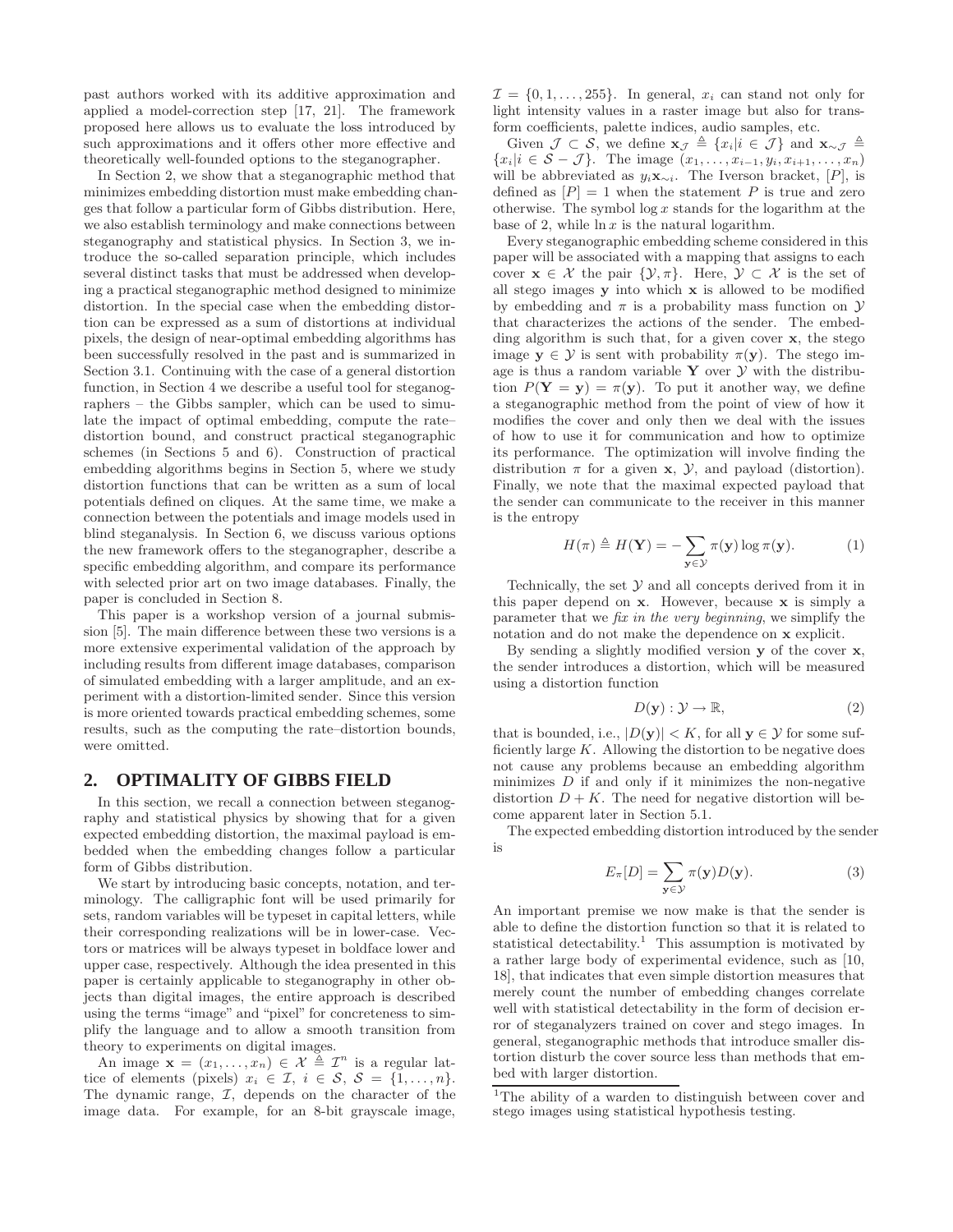past authors worked with its additive approximation and applied a model-correction step [17, 21]. The framework proposed here allows us to evaluate the loss introduced by such approximations and it offers other more effective and theoretically well-founded options to the steganographer.

In Section 2, we show that a steganographic method that minimizes embedding distortion must make embedding changes that follow a particular form of Gibbs distribution. Here, we also establish terminology and make connections between steganography and statistical physics. In Section 3, we introduce the so-called separation principle, which includes several distinct tasks that must be addressed when developing a practical steganographic method designed to minimize distortion. In the special case when the embedding distortion can be expressed as a sum of distortions at individual pixels, the design of near-optimal embedding algorithms has been successfully resolved in the past and is summarized in Section 3.1. Continuing with the case of a general distortion function, in Section 4 we describe a useful tool for steganographers – the Gibbs sampler, which can be used to simulate the impact of optimal embedding, compute the rate–distortion bound, and construct practical steganographic schemes (in Sections 5 and 6). Construction of practical embedding algorithms begins in Section 5, where we study distortion functions that can be written as a sum of local potentials defined on cliques. At the same time, we make a connection between the potentials and image models used in blind steganalysis. In Section 6, we discuss various options the new framework offers to the steganographer, describe a specific embedding algorithm, and compare its performance with selected prior art on two image databases. Finally, the paper is concluded in Section 8.

This paper is a workshop version of a journal submission [5]. The main difference between these two versions is a more extensive experimental validation of the approach by including results from different image databases, comparison of simulated embedding with a larger amplitude, and an experiment with a distortion-limited sender. Since this version is more oriented towards practical embedding schemes, some results, such as the computing the rate–distortion bounds, were omitted.

## 2. OPTIMALITY OF GIBBS FIELD

In this section, we recall a connection between steganography and statistical physics by showing that for a given expected embedding distortion, the maximal payload is embedded when the embedding changes follow a particular form of Gibbs distribution.

We start by introducing basic concepts, notation, and terminology. The calligraphic font will be used primarily for sets, random variables will be typeset in capital letters, while their corresponding realizations will be in lower-case. Vectors or matrices will be always typeset in boldface lower and upper case, respectively. Although the idea presented in this paper is certainly applicable to steganography in other objects than digital images, the entire approach is described using the terms "image" and "pixel" for concreteness to simplify the language and to allow a smooth transition from theory to experiments on digital images.

An image $\mathbf{x} = (x_1, \ldots, x_n) \in \mathcal{X} \triangleq \mathcal{I}^n$ is a regular lattice of elements (pixels) $x_i \in \mathcal{I}$, $i \in \mathcal{S}$, $\mathcal{S} = \{1, \ldots, n\}$. The dynamic range, $\mathcal{I}$, depends on the character of the image data. For example, for an 8-bit grayscale image, $\mathcal{I} = \{0, 1, \ldots, 255\}$. In general, $x_i$ can stand not only for light intensity values in a raster image but also for transform coefficients, palette indices, audio samples, etc.

Given $\mathcal{J} \subset \mathcal{S}$, we define $\mathbf{x}_{\mathcal{J}} \triangleq \{x_i | i \in \mathcal{J}\}$ and $\mathbf{x}_{\sim\mathcal{J}} \triangleq \{x_i | i \in \mathcal{S} - \mathcal{J}\}$. The image $(x_1, \ldots, x_{i-1}, y_i, x_{i+1}, \ldots, x_n)$ will be abbreviated as $y_i \mathbf{x}_{\sim i}$. The Iverson bracket, $[P]$, is defined as $[P] = 1$ when the statement $P$ is true and zero otherwise. The symbol $\log x$ stands for the logarithm at the base of 2, while $\ln x$ is the natural logarithm.

Every steganographic embedding scheme considered in this paper will be associated with a mapping that assigns to each cover $\mathbf{x} \in \mathcal{X}$ the pair $\{\mathcal{Y}, \pi\}$. Here, $\mathcal{Y} \subset \mathcal{X}$ is the set of all stego images $\mathbf{y}$ into which $\mathbf{x}$ is allowed to be modified by embedding and $\pi$ is a probability mass function on $\mathcal{Y}$ that characterizes the actions of the sender. The embedding algorithm is such that, for a given cover $\mathbf{x}$, the stego image $\mathbf{y} \in \mathcal{Y}$ is sent with probability $\pi(\mathbf{y})$. The stego image is thus a random variable $\mathbf{Y}$ over $\mathcal{Y}$ with the distribution $P(\mathbf{Y} = \mathbf{y}) = \pi(\mathbf{y})$. To put it another way, we define a steganographic method from the point of view of how it modifies the cover and only then we deal with the issues of how to use it for communication and how to optimize its performance. The optimization will involve finding the distribution $\pi$ for a given $\mathbf{x}$, $\mathcal{Y}$, and payload (distortion). Finally, we note that the maximal expected payload that the sender can communicate to the receiver in this manner is the entropy

$$H(\pi) \triangleq H(\mathbf{Y}) = -\sum_{\mathbf{y} \in \mathcal{Y}} \pi(\mathbf{y}) \log \pi(\mathbf{y}). \tag{1}$$

Technically, the set $\mathcal{Y}$ and all concepts derived from it in this paper depend on $\mathbf{x}$. However, because $\mathbf{x}$ is simply a parameter that we *fix in the very beginning*, we simplify the notation and do not make the dependence on $\mathbf{x}$ explicit.

By sending a slightly modified version $\mathbf{y}$ of the cover $\mathbf{x}$, the sender introduces a distortion, which will be measured using a distortion function

$$D(\mathbf{y}) : \mathcal{Y} \to \mathbb{R}, \tag{2}$$

that is bounded, i.e., $|D(\mathbf{y})| < K$, for all $\mathbf{y} \in \mathcal{Y}$ for some sufficiently large $K$. Allowing the distortion to be negative does not cause any problems because an embedding algorithm minimizes $D$ if and only if it minimizes the non-negative distortion $D + K$. The need for negative distortion will become apparent later in Section 5.1.

The expected embedding distortion introduced by the sender is

$$E_\pi[D] = \sum_{\mathbf{y} \in \mathcal{Y}} \pi(\mathbf{y}) D(\mathbf{y}). \tag{3}$$

An important premise we now make is that the sender is able to define the distortion function so that it is related to statistical detectability.[1] This assumption is motivated by a rather large body of experimental evidence, such as [10, 18], that indicates that even simple distortion measures that merely count the number of embedding changes correlate well with statistical detectability in the form of decision error of steganalyzers trained on cover and stego images. In general, steganographic methods that introduce smaller distortion disturb the cover source less than methods that embed with larger distortion.

[1] The ability of a warden to distinguish between cover and stego images using statistical hypothesis testing.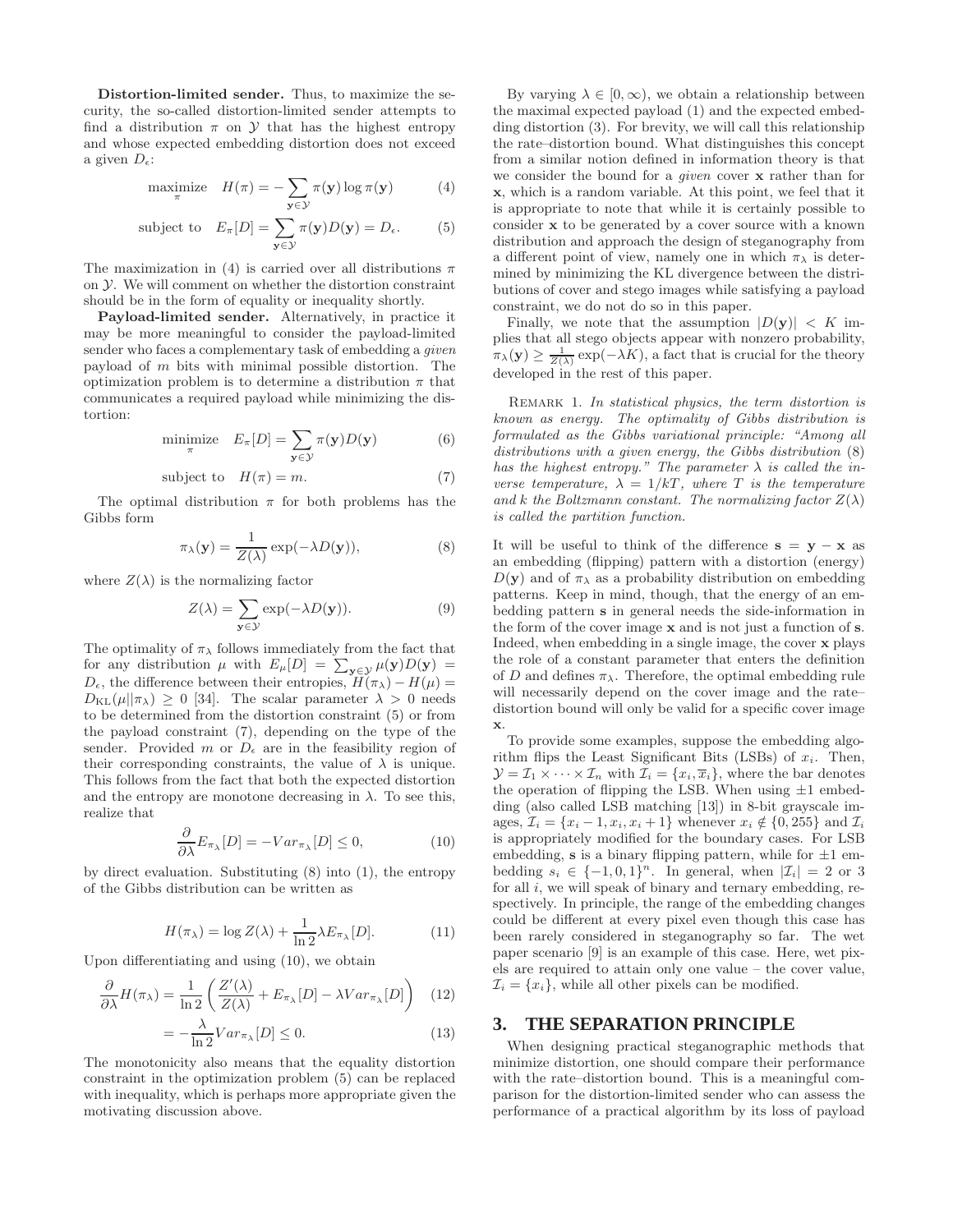**Distortion-limited sender.** Thus, to maximize the security, the so-called distortion-limited sender attempts to find a distribution $\pi$ on $\mathcal{Y}$ that has the highest entropy and whose expected embedding distortion does not exceed a given $D_\epsilon$:

$$\underset{\pi}{\text{maximize}} \quad H(\pi) = -\sum_{\mathbf{y}\in\mathcal{Y}} \pi(\mathbf{y}) \log \pi(\mathbf{y}) \tag{4}$$

$$\text{subject to} \quad E_\pi[D] = \sum_{\mathbf{y}\in\mathcal{Y}} \pi(\mathbf{y}) D(\mathbf{y}) = D_\epsilon. \tag{5}$$

The maximization in (4) is carried over all distributions $\pi$ on $\mathcal{Y}$. We will comment on whether the distortion constraint should be in the form of equality or inequality shortly.

**Payload-limited sender.** Alternatively, in practice it may be more meaningful to consider the payload-limited sender who faces a complementary task of embedding a *given* payload of $m$ bits with minimal possible distortion. The optimization problem is to determine a distribution $\pi$ that communicates a required payload while minimizing the distortion:

$$\underset{\pi}{\text{minimize}} \quad E_\pi[D] = \sum_{\mathbf{y}\in\mathcal{Y}} \pi(\mathbf{y}) D(\mathbf{y}) \tag{6}$$

$$\text{subject to} \quad H(\pi) = m. \tag{7}$$

The optimal distribution $\pi$ for both problems has the Gibbs form

$$\pi_\lambda(\mathbf{y}) = \frac{1}{Z(\lambda)} \exp(-\lambda D(\mathbf{y})), \tag{8}$$

where $Z(\lambda)$ is the normalizing factor

$$Z(\lambda) = \sum_{\mathbf{y}\in\mathcal{Y}} \exp(-\lambda D(\mathbf{y})). \tag{9}$$

The optimality of $\pi_\lambda$ follows immediately from the fact that for any distribution $\mu$ with $E_\mu[D] = \sum_{\mathbf{y}\in\mathcal{Y}} \mu(\mathbf{y})D(\mathbf{y}) = D_\epsilon$, the difference between their entropies, $H(\pi_\lambda) - H(\mu) = D_{\mathrm{KL}}(\mu||\pi_\lambda) \geq 0$ [34]. The scalar parameter $\lambda > 0$ needs to be determined from the distortion constraint (5) or from the payload constraint (7), depending on the type of the sender. Provided $m$ or $D_\epsilon$ are in the feasibility region of their corresponding constraints, the value of $\lambda$ is unique. This follows from the fact that both the expected distortion and the entropy are monotone decreasing in $\lambda$. To see this, realize that

$$\frac{\partial}{\partial\lambda} E_{\pi_\lambda}[D] = -Var_{\pi_\lambda}[D] \leq 0, \tag{10}$$

by direct evaluation. Substituting (8) into (1), the entropy of the Gibbs distribution can be written as

$$H(\pi_\lambda) = \log Z(\lambda) + \frac{1}{\ln 2}\lambda E_{\pi_\lambda}[D]. \tag{11}$$

Upon differentiating and using (10), we obtain

$$\frac{\partial}{\partial\lambda} H(\pi_\lambda) = \frac{1}{\ln 2}\left(\frac{Z'(\lambda)}{Z(\lambda)} + E_{\pi_\lambda}[D] - \lambda Var_{\pi_\lambda}[D]\right) \tag{12}$$

$$= -\frac{\lambda}{\ln 2} Var_{\pi_\lambda}[D] \leq 0. \tag{13}$$

The monotonicity also means that the equality distortion constraint in the optimization problem (5) can be replaced with inequality, which is perhaps more appropriate given the motivating discussion above.

By varying $\lambda \in [0, \infty)$, we obtain a relationship between the maximal expected payload (1) and the expected embedding distortion (3). For brevity, we will call this relationship the rate–distortion bound. What distinguishes this concept from a similar notion defined in information theory is that we consider the bound for a *given* cover $\mathbf{x}$ rather than for $\mathbf{x}$, which is a random variable. At this point, we feel that it is appropriate to note that while it is certainly possible to consider $\mathbf{x}$ to be generated by a cover source with a known distribution and approach the design of steganography from a different point of view, namely one in which $\pi_\lambda$ is determined by minimizing the KL divergence between the distributions of cover and stego images while satisfying a payload constraint, we do not do so in this paper.

Finally, we note that the assumption $|D(\mathbf{y})| < K$ implies that all stego objects appear with nonzero probability, $\pi_\lambda(\mathbf{y}) \geq \frac{1}{Z(\lambda)}\exp(-\lambda K)$, a fact that is crucial for the theory developed in the rest of this paper.

Remark 1. *In statistical physics, the term distortion is known as energy. The optimality of Gibbs distribution is formulated as the Gibbs variational principle: "Among all distributions with a given energy, the Gibbs distribution* (8) *has the highest entropy." The parameter $\lambda$ is called the inverse temperature, $\lambda = 1/kT$, where $T$ is the temperature and $k$ the Boltzmann constant. The normalizing factor $Z(\lambda)$ is called the partition function.*

It will be useful to think of the difference $\mathbf{s} = \mathbf{y} - \mathbf{x}$ as an embedding (flipping) pattern with a distortion (energy) $D(\mathbf{y})$ and of $\pi_\lambda$ as a probability distribution on embedding patterns. Keep in mind, though, that the energy of an embedding pattern $\mathbf{s}$ in general needs the side-information in the form of the cover image $\mathbf{x}$ and is not just a function of $\mathbf{s}$. Indeed, when embedding in a single image, the cover $\mathbf{x}$ plays the role of a constant parameter that enters the definition of $D$ and defines $\pi_\lambda$. Therefore, the optimal embedding rule will necessarily depend on the cover image and the rate–distortion bound will only be valid for a specific cover image $\mathbf{x}$.

To provide some examples, suppose the embedding algorithm flips the Least Significant Bits (LSBs) of $x_i$. Then, $\mathcal{Y} = \mathcal{I}_1 \times \cdots \times \mathcal{I}_n$ with $\mathcal{I}_i = \{x_i, \overline{x}_i\}$, where the bar denotes the operation of flipping the LSB. When using $\pm 1$ embedding (also called LSB matching [13]) in 8-bit grayscale images, $\mathcal{I}_i = \{x_i - 1, x_i, x_i + 1\}$ whenever $x_i \notin \{0, 255\}$ and $\mathcal{I}_i$ is appropriately modified for the boundary cases. For LSB embedding, $\mathbf{s}$ is a binary flipping pattern, while for $\pm 1$ embedding $s_i \in \{-1, 0, 1\}^n$. In general, when $|\mathcal{I}_i| = 2$ or $3$ for all $i$, we will speak of binary and ternary embedding, respectively. In principle, the range of the embedding changes could be different at every pixel even though this case has been rarely considered in steganography so far. The wet paper scenario [9] is an example of this case. Here, wet pixels are required to attain only one value – the cover value, $\mathcal{I}_i = \{x_i\}$, while all other pixels can be modified.

## 3. THE SEPARATION PRINCIPLE

When designing practical steganographic methods that minimize distortion, one should compare their performance with the rate–distortion bound. This is a meaningful comparison for the distortion-limited sender who can assess the performance of a practical algorithm by its loss of payload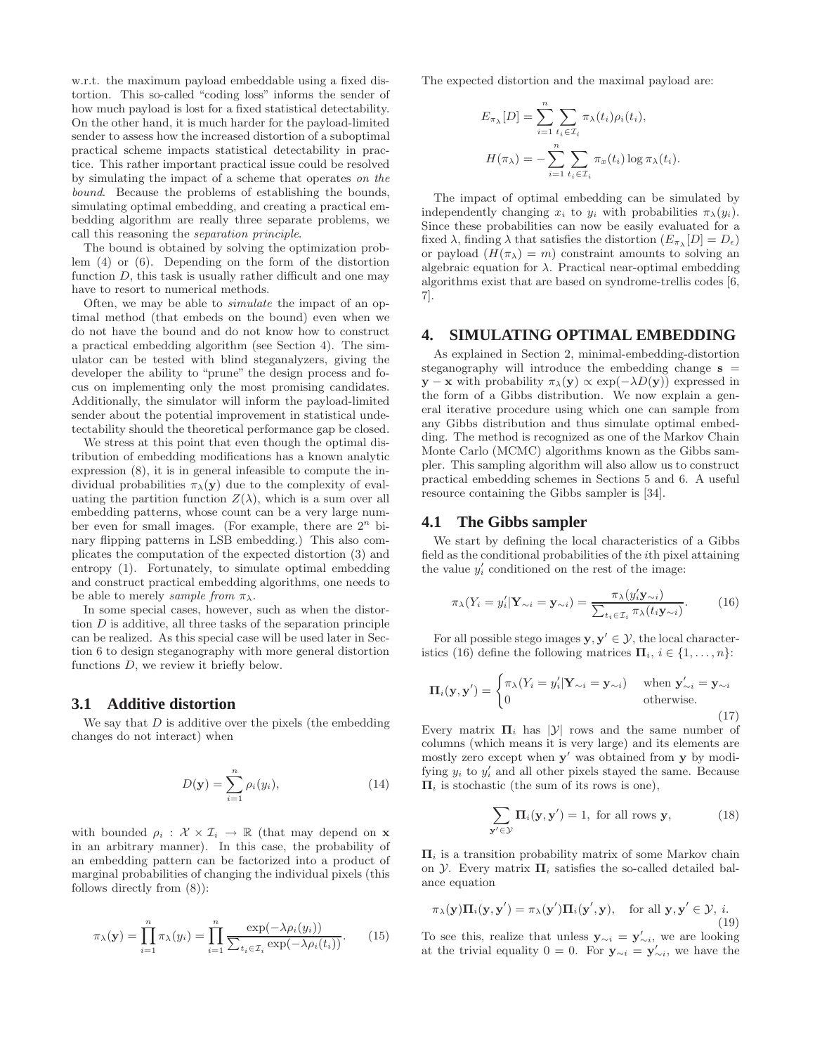w.r.t. the maximum payload embeddable using a fixed distortion. This so-called "coding loss" informs the sender of how much payload is lost for a fixed statistical detectability. On the other hand, it is much harder for the payload-limited sender to assess how the increased distortion of a suboptimal practical scheme impacts statistical detectability in practice. This rather important practical issue could be resolved by simulating the impact of a scheme that operates *on the bound*. Because the problems of establishing the bounds, simulating optimal embedding, and creating a practical embedding algorithm are really three separate problems, we call this reasoning the *separation principle*.

The bound is obtained by solving the optimization problem (4) or (6). Depending on the form of the distortion function $D$, this task is usually rather difficult and one may have to resort to numerical methods.

Often, we may be able to *simulate* the impact of an optimal method (that embeds on the bound) even when we do not have the bound and do not know how to construct a practical embedding algorithm (see Section 4). The simulator can be tested with blind steganalyzers, giving the developer the ability to "prune" the design process and focus on implementing only the most promising candidates. Additionally, the simulator will inform the payload-limited sender about the potential improvement in statistical undetectability should the theoretical performance gap be closed.

We stress at this point that even though the optimal distribution of embedding modifications has a known analytic expression (8), it is in general infeasible to compute the individual probabilities $\pi_\lambda(\mathbf{y})$ due to the complexity of evaluating the partition function $Z(\lambda)$, which is a sum over all embedding patterns, whose count can be a very large number even for small images. (For example, there are $2^n$ binary flipping patterns in LSB embedding.) This also complicates the computation of the expected distortion (3) and entropy (1). Fortunately, to simulate optimal embedding and construct practical embedding algorithms, one needs to be able to merely *sample from* $\pi_\lambda$.

In some special cases, however, such as when the distortion $D$ is additive, all three tasks of the separation principle can be realized. As this special case will be used later in Section 6 to design steganography with more general distortion functions $D$, we review it briefly below.

### 3.1 Additive distortion

We say that $D$ is additive over the pixels (the embedding changes do not interact) when

$$D(\mathbf{y}) = \sum_{i=1}^{n} \rho_i(y_i), \tag{14}$$

with bounded $\rho_i : \mathcal{X} \times \mathcal{I}_i \rightarrow \mathbb{R}$ (that may depend on $\mathbf{x}$ in an arbitrary manner). In this case, the probability of an embedding pattern can be factorized into a product of marginal probabilities of changing the individual pixels (this follows directly from (8)):

$$\pi_\lambda(\mathbf{y}) = \prod_{i=1}^{n} \pi_\lambda(y_i) = \prod_{i=1}^{n} \frac{\exp(-\lambda\rho_i(y_i))}{\sum_{t_i \in \mathcal{I}_i} \exp(-\lambda\rho_i(t_i))}. \tag{15}$$

The expected distortion and the maximal payload are:

$$E_{\pi_\lambda}[D] = \sum_{i=1}^{n} \sum_{t_i \in \mathcal{I}_i} \pi_\lambda(t_i)\rho_i(t_i),$$

$$H(\pi_\lambda) = -\sum_{i=1}^{n} \sum_{t_i \in \mathcal{I}_i} \pi_x(t_i) \log \pi_\lambda(t_i).$$

The impact of optimal embedding can be simulated by independently changing $x_i$ to $y_i$ with probabilities $\pi_\lambda(y_i)$. Since these probabilities can now be easily evaluated for a fixed $\lambda$, finding $\lambda$ that satisfies the distortion ($E_{\pi_\lambda}[D] = D_\epsilon$) or payload ($H(\pi_\lambda) = m$) constraint amounts to solving an algebraic equation for $\lambda$. Practical near-optimal embedding algorithms exist that are based on syndrome-trellis codes [6, 7].

## 4. SIMULATING OPTIMAL EMBEDDING

As explained in Section 2, minimal-embedding-distortion steganography will introduce the embedding change $\mathbf{s} = \mathbf{y} - \mathbf{x}$ with probability $\pi_\lambda(\mathbf{y}) \propto \exp(-\lambda D(\mathbf{y}))$ expressed in the form of a Gibbs distribution. We now explain a general iterative procedure using which one can sample from any Gibbs distribution and thus simulate optimal embedding. The method is recognized as one of the Markov Chain Monte Carlo (MCMC) algorithms known as the Gibbs sampler. This sampling algorithm will also allow us to construct practical embedding schemes in Sections 5 and 6. A useful resource containing the Gibbs sampler is [34].

### 4.1 The Gibbs sampler

We start by defining the local characteristics of a Gibbs field as the conditional probabilities of the $i$th pixel attaining the value $y_i'$ conditioned on the rest of the image:

$$\pi_\lambda(Y_i = y_i' | \mathbf{Y}_{\sim i} = \mathbf{y}_{\sim i}) = \frac{\pi_\lambda(y_i'\mathbf{y}_{\sim i})}{\sum_{t_i \in \mathcal{I}_i} \pi_\lambda(t_i \mathbf{y}_{\sim i})}. \tag{16}$$

For all possible stego images $\mathbf{y}, \mathbf{y}' \in \mathcal{Y}$, the local characteristics (16) define the following matrices $\mathbf{\Pi}_i$, $i \in \{1, \ldots, n\}$:

$$\mathbf{\Pi}_i(\mathbf{y}, \mathbf{y}') = \begin{cases} \pi_\lambda(Y_i = y_i' | \mathbf{Y}_{\sim i} = \mathbf{y}_{\sim i}) & \text{when } \mathbf{y}_{\sim i}' = \mathbf{y}_{\sim i} \\ 0 & \text{otherwise.} \end{cases} \tag{17}$$

Every matrix $\mathbf{\Pi}_i$ has $|\mathcal{Y}|$ rows and the same number of columns (which means it is very large) and its elements are mostly zero except when $\mathbf{y}'$ was obtained from $\mathbf{y}$ by modifying $y_i$ to $y_i'$ and all other pixels stayed the same. Because $\mathbf{\Pi}_i$ is stochastic (the sum of its rows is one),

$$\sum_{\mathbf{y}' \in \mathcal{Y}} \mathbf{\Pi}_i(\mathbf{y}, \mathbf{y}') = 1, \text{ for all rows } \mathbf{y}, \tag{18}$$

$\mathbf{\Pi}_i$ is a transition probability matrix of some Markov chain on $\mathcal{Y}$. Every matrix $\mathbf{\Pi}_i$ satisfies the so-called detailed balance equation

$$\pi_\lambda(\mathbf{y})\mathbf{\Pi}_i(\mathbf{y}, \mathbf{y}') = \pi_\lambda(\mathbf{y}')\mathbf{\Pi}_i(\mathbf{y}', \mathbf{y}), \quad \text{for all } \mathbf{y}, \mathbf{y}' \in \mathcal{Y},\ i. \tag{19}$$

To see this, realize that unless $\mathbf{y}_{\sim i} = \mathbf{y}_{\sim i}'$, we are looking at the trivial equality $0 = 0$. For $\mathbf{y}_{\sim i} = \mathbf{y}_{\sim i}'$, we have the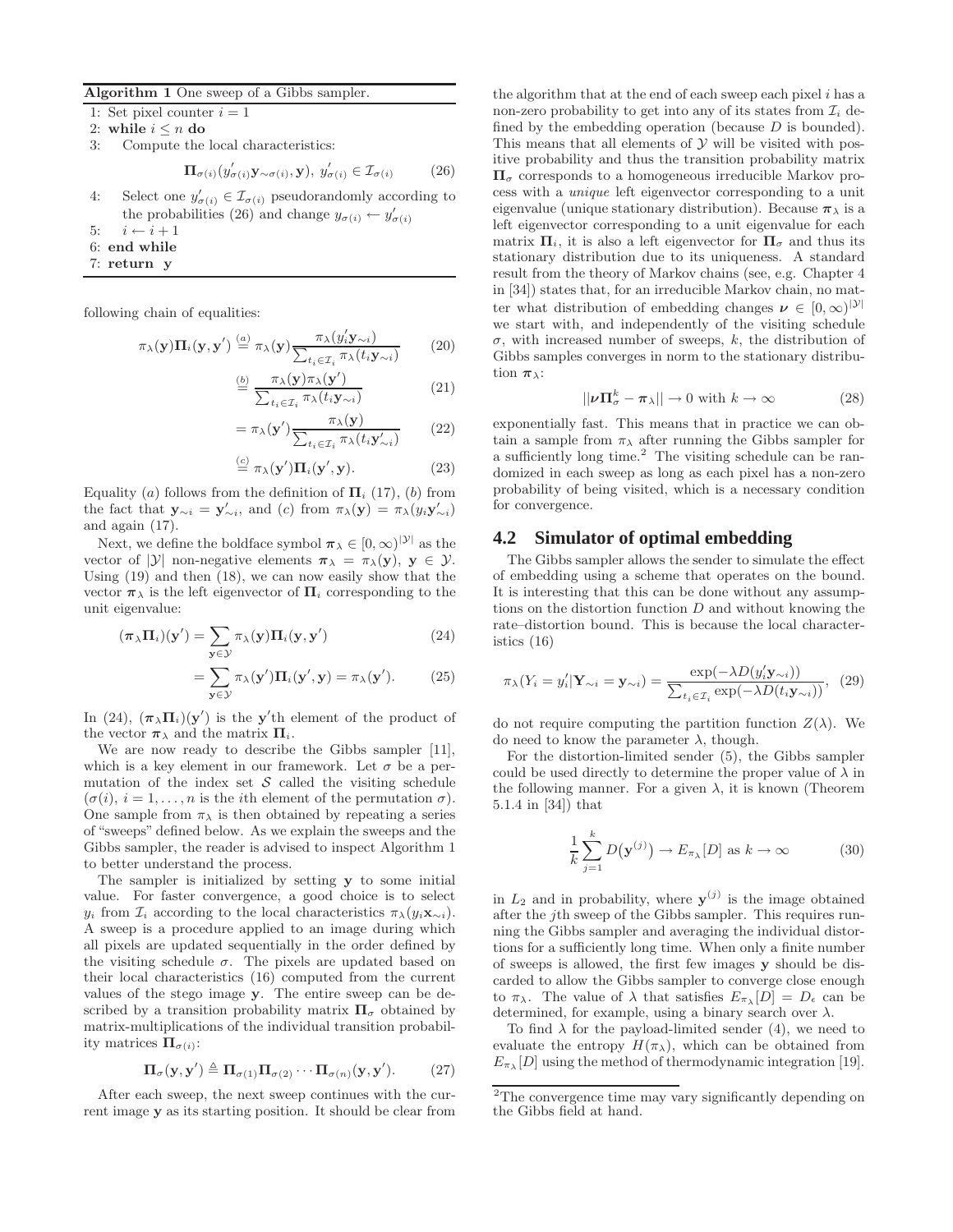**Algorithm 1** One sweep of a Gibbs sampler.

1: Set pixel counter $i = 1$
2: **while** $i \le n$ **do**
3: Compute the local characteristics:
$$\mathbf{\Pi}_{\sigma(i)}(y'_{\sigma(i)}\mathbf{y}_{\sim\sigma(i)}, \mathbf{y}),\ y'_{\sigma(i)} \in \mathcal{I}_{\sigma(i)} \qquad (26)$$
4: Select one $y'_{\sigma(i)} \in \mathcal{I}_{\sigma(i)}$ pseudorandomly according to the probabilities (26) and change $y_{\sigma(i)} \leftarrow y'_{\sigma(i)}$
5: $i \leftarrow i + 1$
6: **end while**
7: **return** $\mathbf{y}$

following chain of equalities:

$$\pi_\lambda(\mathbf{y})\mathbf{\Pi}_i(\mathbf{y}, \mathbf{y}') \overset{(a)}{=} \pi_\lambda(\mathbf{y}) \frac{\pi_\lambda(y'_i \mathbf{y}_{\sim i})}{\sum_{t_i \in \mathcal{I}_i} \pi_\lambda(t_i \mathbf{y}_{\sim i})} \qquad (20)$$

$$\overset{(b)}{=} \frac{\pi_\lambda(\mathbf{y})\pi_\lambda(\mathbf{y}')}{\sum_{t_i \in \mathcal{I}_i} \pi_\lambda(t_i \mathbf{y}_{\sim i})} \qquad (21)$$

$$= \pi_\lambda(\mathbf{y}') \frac{\pi_\lambda(\mathbf{y})}{\sum_{t_i \in \mathcal{I}_i} \pi_\lambda(t_i \mathbf{y}'_{\sim i})} \qquad (22)$$

$$\overset{(c)}{=} \pi_\lambda(\mathbf{y}')\mathbf{\Pi}_i(\mathbf{y}', \mathbf{y}). \qquad (23)$$

Equality $(a)$ follows from the definition of $\mathbf{\Pi}_i$ (17), $(b)$ from the fact that $\mathbf{y}_{\sim i} = \mathbf{y}'_{\sim i}$, and $(c)$ from $\pi_\lambda(\mathbf{y}) = \pi_\lambda(y_i \mathbf{y}'_{\sim i})$ and again (17).

Next, we define the boldface symbol $\boldsymbol{\pi}_\lambda \in [0, \infty)^{|\mathcal{Y}|}$ as the vector of $|\mathcal{Y}|$ non-negative elements $\boldsymbol{\pi}_\lambda = \pi_\lambda(\mathbf{y})$, $\mathbf{y} \in \mathcal{Y}$. Using (19) and then (18), we can now easily show that the vector $\boldsymbol{\pi}_\lambda$ is the left eigenvector of $\mathbf{\Pi}_i$ corresponding to the unit eigenvalue:

$$(\boldsymbol{\pi}_\lambda \mathbf{\Pi}_i)(\mathbf{y}') = \sum_{\mathbf{y} \in \mathcal{Y}} \pi_\lambda(\mathbf{y})\mathbf{\Pi}_i(\mathbf{y}, \mathbf{y}') \qquad (24)$$

$$= \sum_{\mathbf{y} \in \mathcal{Y}} \pi_\lambda(\mathbf{y}')\mathbf{\Pi}_i(\mathbf{y}', \mathbf{y}) = \pi_\lambda(\mathbf{y}'). \qquad (25)$$

In (24), $(\boldsymbol{\pi}_\lambda \mathbf{\Pi}_i)(\mathbf{y}')$ is the $\mathbf{y}'$th element of the product of the vector $\boldsymbol{\pi}_\lambda$ and the matrix $\mathbf{\Pi}_i$.

We are now ready to describe the Gibbs sampler [11], which is a key element in our framework. Let $\sigma$ be a permutation of the index set $\mathcal{S}$ called the visiting schedule ($\sigma(i)$, $i = 1, \ldots, n$ is the $i$th element of the permutation $\sigma$). One sample from $\pi_\lambda$ is then obtained by repeating a series of "sweeps" defined below. As we explain the sweeps and the Gibbs sampler, the reader is advised to inspect Algorithm 1 to better understand the process.

The sampler is initialized by setting $\mathbf{y}$ to some initial value. For faster convergence, a good choice is to select $y_i$ from $\mathcal{I}_i$ according to the local characteristics $\pi_\lambda(y_i \mathbf{x}_{\sim i})$. A sweep is a procedure applied to an image during which all pixels are updated sequentially in the order defined by the visiting schedule $\sigma$. The pixels are updated based on their local characteristics (16) computed from the current values of the stego image $\mathbf{y}$. The entire sweep can be described by a transition probability matrix $\mathbf{\Pi}_\sigma$ obtained by matrix-multiplications of the individual transition probability matrices $\mathbf{\Pi}_{\sigma(i)}$:

$$\mathbf{\Pi}_\sigma(\mathbf{y}, \mathbf{y}') \triangleq \mathbf{\Pi}_{\sigma(1)}\mathbf{\Pi}_{\sigma(2)} \cdots \mathbf{\Pi}_{\sigma(n)}(\mathbf{y}, \mathbf{y}'). \qquad (27)$$

After each sweep, the next sweep continues with the current image $\mathbf{y}$ as its starting position. It should be clear from the algorithm that at the end of each sweep each pixel $i$ has a non-zero probability to get into any of its states from $\mathcal{I}_i$ defined by the embedding operation (because $D$ is bounded). This means that all elements of $\mathcal{Y}$ will be visited with positive probability and thus the transition probability matrix $\mathbf{\Pi}_\sigma$ corresponds to a homogeneous irreducible Markov process with a *unique* left eigenvector corresponding to a unit eigenvalue (unique stationary distribution). Because $\boldsymbol{\pi}_\lambda$ is a left eigenvector corresponding to a unit eigenvalue for each matrix $\mathbf{\Pi}_i$, it is also a left eigenvector for $\mathbf{\Pi}_\sigma$ and thus its stationary distribution due to its uniqueness. A standard result from the theory of Markov chains (see, e.g. Chapter 4 in [34]) states that, for an irreducible Markov chain, no matter what distribution of embedding changes $\boldsymbol{\nu} \in [0, \infty)^{|\mathcal{Y}|}$ we start with, and independently of the visiting schedule $\sigma$, with increased number of sweeps, $k$, the distribution of Gibbs samples converges in norm to the stationary distribution $\boldsymbol{\pi}_\lambda$:

$$||\boldsymbol{\nu}\mathbf{\Pi}_\sigma^k - \boldsymbol{\pi}_\lambda|| \to 0 \text{ with } k \to \infty \qquad (28)$$

exponentially fast. This means that in practice we can obtain a sample from $\pi_\lambda$ after running the Gibbs sampler for a sufficiently long time.[2] The visiting schedule can be randomized in each sweep as long as each pixel has a non-zero probability of being visited, which is a necessary condition for convergence.

## 4.2 Simulator of optimal embedding

The Gibbs sampler allows the sender to simulate the effect of embedding using a scheme that operates on the bound. It is interesting that this can be done without any assumptions on the distortion function $D$ and without knowing the rate–distortion bound. This is because the local characteristics (16)

$$\pi_\lambda(Y_i = y'_i | \mathbf{Y}_{\sim i} = \mathbf{y}_{\sim i}) = \frac{\exp(-\lambda D(y'_i \mathbf{y}_{\sim i}))}{\sum_{t_i \in \mathcal{I}_i} \exp(-\lambda D(t_i \mathbf{y}_{\sim i}))}, \quad (29)$$

do not require computing the partition function $Z(\lambda)$. We do need to know the parameter $\lambda$, though.

For the distortion-limited sender (5), the Gibbs sampler could be used directly to determine the proper value of $\lambda$ in the following manner. For a given $\lambda$, it is known (Theorem 5.1.4 in [34]) that

$$\frac{1}{k}\sum_{j=1}^{k} D\big(\mathbf{y}^{(j)}\big) \to E_{\pi_\lambda}[D] \text{ as } k \to \infty \qquad (30)$$

in $L_2$ and in probability, where $\mathbf{y}^{(j)}$ is the image obtained after the $j$th sweep of the Gibbs sampler. This requires running the Gibbs sampler and averaging the individual distortions for a sufficiently long time. When only a finite number of sweeps is allowed, the first few images $\mathbf{y}$ should be discarded to allow the Gibbs sampler to converge close enough to $\pi_\lambda$. The value of $\lambda$ that satisfies $E_{\pi_\lambda}[D] = D_\epsilon$ can be determined, for example, using a binary search over $\lambda$.

To find $\lambda$ for the payload-limited sender (4), we need to evaluate the entropy $H(\pi_\lambda)$, which can be obtained from $E_{\pi_\lambda}[D]$ using the method of thermodynamic integration [19].

[2] The convergence time may vary significantly depending on the Gibbs field at hand.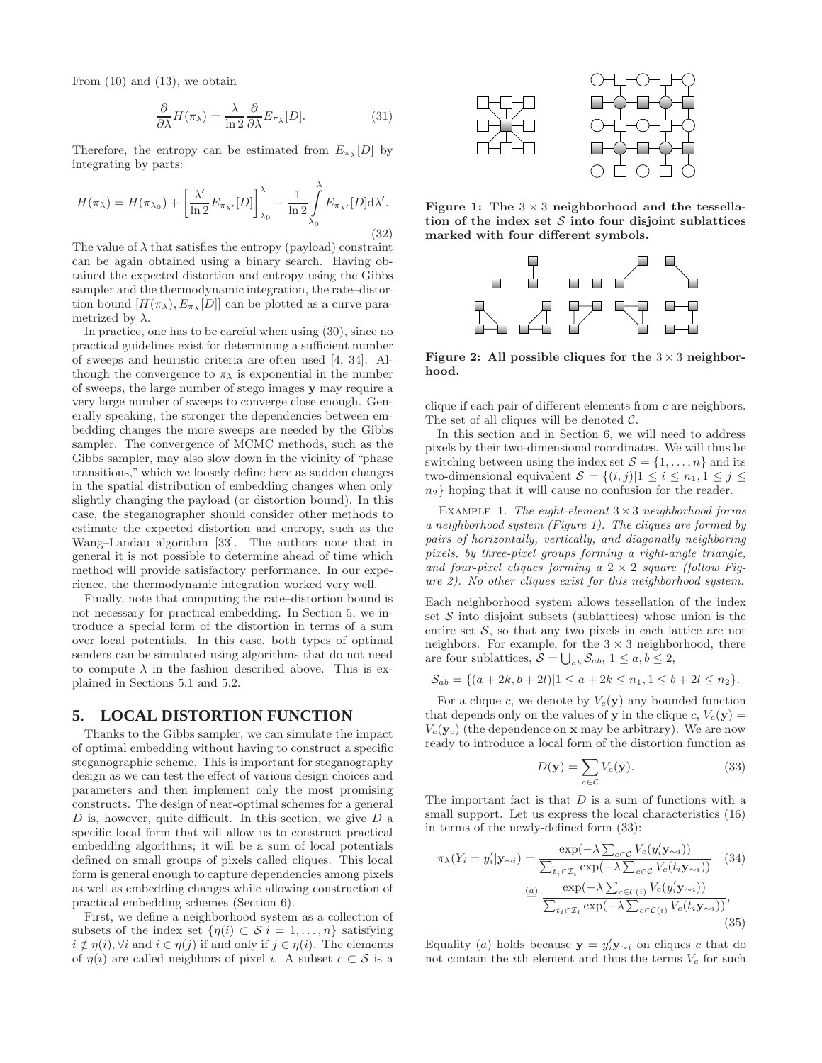From (10) and (13), we obtain

$$\frac{\partial}{\partial \lambda} H(\pi_\lambda) = \frac{\lambda}{\ln 2} \frac{\partial}{\partial \lambda} E_{\pi_\lambda}[D]. \tag{31}$$

Therefore, the entropy can be estimated from $E_{\pi_\lambda}[D]$ by integrating by parts:

$$H(\pi_\lambda) = H(\pi_{\lambda_0}) + \left[\frac{\lambda'}{\ln 2} E_{\pi_{\lambda'}}[D]\right]_{\lambda_0}^{\lambda} - \frac{1}{\ln 2}\int_{\lambda_0}^{\lambda} E_{\pi_{\lambda'}}[D]\mathrm{d}\lambda'. \tag{32}$$

The value of $\lambda$ that satisfies the entropy (payload) constraint can be again obtained using a binary search. Having obtained the expected distortion and entropy using the Gibbs sampler and the thermodynamic integration, the rate–distortion bound $[H(\pi_\lambda), E_{\pi_\lambda}[D]]$ can be plotted as a curve parametrized by $\lambda$.

In practice, one has to be careful when using (30), since no practical guidelines exist for determining a sufficient number of sweeps and heuristic criteria are often used [4, 34]. Although the convergence to $\pi_\lambda$ is exponential in the number of sweeps, the large number of stego images $\mathbf{y}$ may require a very large number of sweeps to converge close enough. Generally speaking, the stronger the dependencies between embedding changes the more sweeps are needed by the Gibbs sampler. The convergence of MCMC methods, such as the Gibbs sampler, may also slow down in the vicinity of "phase transitions," which we loosely define here as sudden changes in the spatial distribution of embedding changes when only slightly changing the payload (or distortion bound). In this case, the steganographer should consider other methods to estimate the expected distortion and entropy, such as the Wang–Landau algorithm [33]. The authors note that in general it is not possible to determine ahead of time which method will provide satisfactory performance. In our experience, the thermodynamic integration worked very well.

Finally, note that computing the rate–distortion bound is not necessary for practical embedding. In Section 5, we introduce a special form of the distortion in terms of a sum over local potentials. In this case, both types of optimal senders can be simulated using algorithms that do not need to compute $\lambda$ in the fashion described above. This is explained in Sections 5.1 and 5.2.

## 5. LOCAL DISTORTION FUNCTION

Thanks to the Gibbs sampler, we can simulate the impact of optimal embedding without having to construct a specific steganographic scheme. This is important for steganography design as we can test the effect of various design choices and parameters and then implement only the most promising constructs. The design of near-optimal schemes for a general $D$ is, however, quite difficult. In this section, we give $D$ a specific local form that will allow us to construct practical embedding algorithms; it will be a sum of local potentials defined on small groups of pixels called cliques. This local form is general enough to capture dependencies among pixels as well as embedding changes while allowing construction of practical embedding schemes (Section 6).

First, we define a neighborhood system as a collection of subsets of the index set $\{\eta(i) \subset \mathcal{S} | i = 1, \ldots, n\}$ satisfying $i \notin \eta(i), \forall i$ and $i \in \eta(j)$ if and only if $j \in \eta(i)$. The elements of $\eta(i)$ are called neighbors of pixel $i$. A subset $c \subset \mathcal{S}$ is a clique if each pair of different elements from $c$ are neighbors. The set of all cliques will be denoted $\mathcal{C}$.

**Figure 1: The $3 \times 3$ neighborhood and the tessellation of the index set $\mathcal{S}$ into four disjoint sublattices marked with four different symbols.**

**Figure 2: All possible cliques for the $3 \times 3$ neighborhood.**

In this section and in Section 6, we will need to address pixels by their two-dimensional coordinates. We will thus be switching between using the index set $\mathcal{S} = \{1, \ldots, n\}$ and its two-dimensional equivalent $\mathcal{S} = \{(i,j) | 1 \leq i \leq n_1, 1 \leq j \leq n_2\}$ hoping that it will cause no confusion for the reader.

Example 1. *The eight-element $3 \times 3$ neighborhood forms a neighborhood system (Figure 1). The cliques are formed by pairs of horizontally, vertically, and diagonally neighboring pixels, by three-pixel groups forming a right-angle triangle, and four-pixel cliques forming a $2 \times 2$ square (follow Figure 2). No other cliques exist for this neighborhood system.*

Each neighborhood system allows tessellation of the index set $\mathcal{S}$ into disjoint subsets (sublattices) whose union is the entire set $\mathcal{S}$, so that any two pixels in each lattice are not neighbors. For example, for the $3 \times 3$ neighborhood, there are four sublattices, $\mathcal{S} = \bigcup_{ab} \mathcal{S}_{ab}$, $1 \leq a, b \leq 2$,

$$\mathcal{S}_{ab} = \{(a + 2k, b + 2l) | 1 \leq a + 2k \leq n_1, 1 \leq b + 2l \leq n_2\}.$$

For a clique $c$, we denote by $V_c(\mathbf{y})$ any bounded function that depends only on the values of $\mathbf{y}$ in the clique $c$, $V_c(\mathbf{y}) = V_c(\mathbf{y}_c)$ (the dependence on $\mathbf{x}$ may be arbitrary). We are now ready to introduce a local form of the distortion function as

$$D(\mathbf{y}) = \sum_{c \in \mathcal{C}} V_c(\mathbf{y}). \tag{33}$$

The important fact is that $D$ is a sum of functions with a small support. Let us express the local characteristics (16) in terms of the newly-defined form (33):

$$\pi_\lambda(Y_i = y_i' | \mathbf{y}_{\sim i}) = \frac{\exp(-\lambda \sum_{c \in \mathcal{C}} V_c(y_i' \mathbf{y}_{\sim i}))}{\sum_{t_i \in \mathcal{I}_i} \exp(-\lambda \sum_{c \in \mathcal{C}} V_c(t_i \mathbf{y}_{\sim i}))} \tag{34}$$

$$\stackrel{(a)}{=} \frac{\exp(-\lambda \sum_{c \in \mathcal{C}(i)} V_c(y_i' \mathbf{y}_{\sim i}))}{\sum_{t_i \in \mathcal{I}_i} \exp(-\lambda \sum_{c \in \mathcal{C}(i)} V_c(t_i \mathbf{y}_{\sim i}))}, \tag{35}$$

Equality $(a)$ holds because $\mathbf{y} = y_i' \mathbf{y}_{\sim i}$ on cliques $c$ that do not contain the $i$th element and thus the terms $V_c$ for such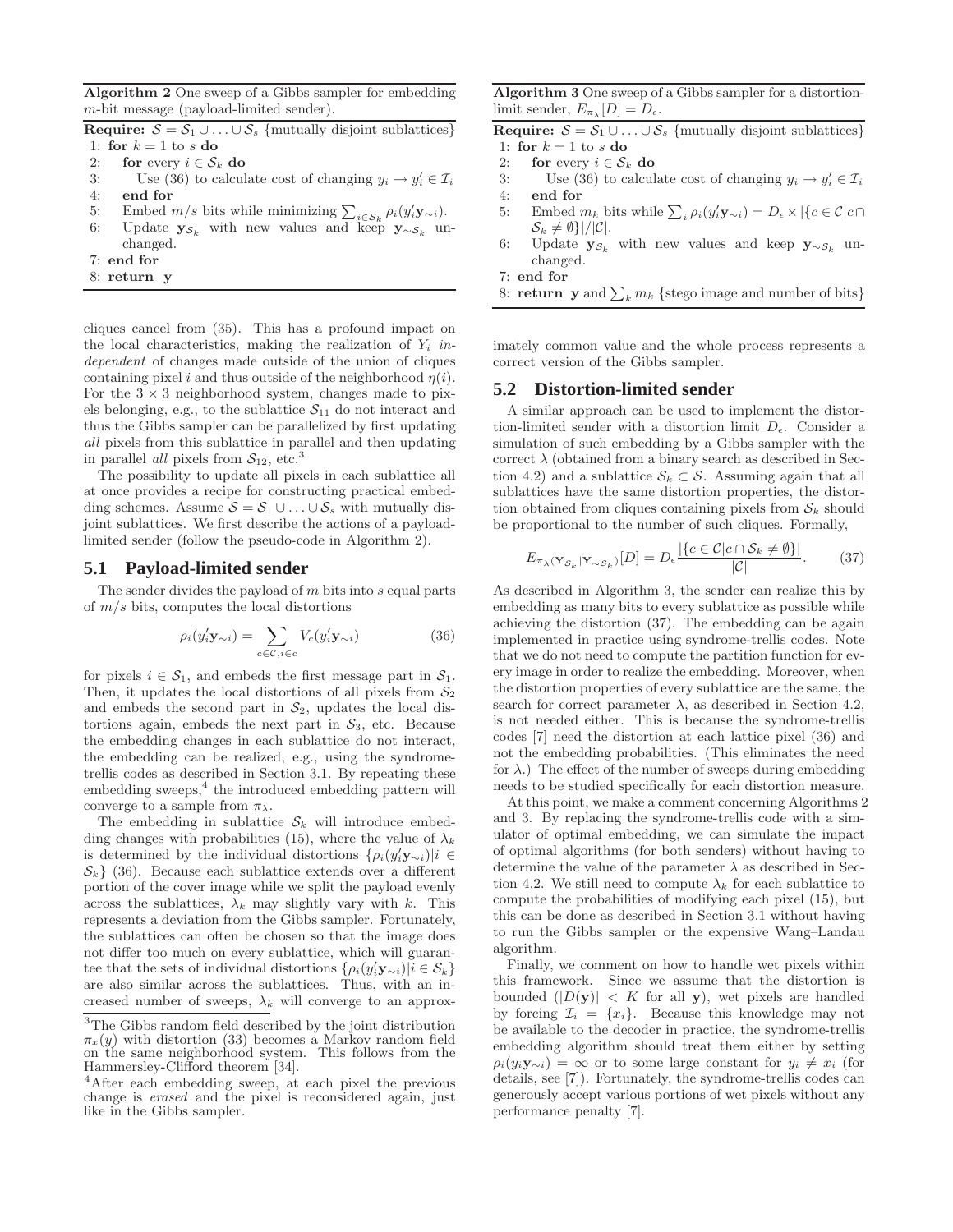**Algorithm 2** One sweep of a Gibbs sampler for embedding $m$-bit message (payload-limited sender).

**Require:** $\mathcal{S} = \mathcal{S}_1 \cup \ldots \cup \mathcal{S}_s$ {mutually disjoint sublattices}

1: **for** $k = 1$ to $s$ **do**
2: &nbsp;&nbsp;&nbsp;**for** every $i \in \mathcal{S}_k$ **do**
3: &nbsp;&nbsp;&nbsp;&nbsp;&nbsp;&nbsp;Use (36) to calculate cost of changing $y_i \to y_i' \in \mathcal{I}_i$
4: &nbsp;&nbsp;&nbsp;**end for**
5: &nbsp;&nbsp;&nbsp;Embed $m/s$ bits while minimizing $\sum_{i \in \mathcal{S}_k} \rho_i(y_i' \mathbf{y}_{\sim i})$.
6: &nbsp;&nbsp;&nbsp;Update $\mathbf{y}_{\mathcal{S}_k}$ with new values and keep $\mathbf{y}_{\sim \mathcal{S}_k}$ unchanged.
7: **end for**
8: **return** $\mathbf{y}$

cliques cancel from (35). This has a profound impact on the local characteristics, making the realization of $Y_i$ *independent* of changes made outside of the union of cliques containing pixel $i$ and thus outside of the neighborhood $\eta(i)$. For the $3 \times 3$ neighborhood system, changes made to pixels belonging, e.g., to the sublattice $\mathcal{S}_{11}$ do not interact and thus the Gibbs sampler can be parallelized by first updating *all* pixels from this sublattice in parallel and then updating in parallel *all* pixels from $\mathcal{S}_{12}$, etc.[3]

The possibility to update all pixels in each sublattice all at once provides a recipe for constructing practical embedding schemes. Assume $\mathcal{S} = \mathcal{S}_1 \cup \ldots \cup \mathcal{S}_s$ with mutually disjoint sublattices. We first describe the actions of a payload-limited sender (follow the pseudo-code in Algorithm 2).

## 5.1 Payload-limited sender

The sender divides the payload of $m$ bits into $s$ equal parts of $m/s$ bits, computes the local distortions

$$\rho_i(y_i' \mathbf{y}_{\sim i}) = \sum_{c \in \mathcal{C}, i \in c} V_c(y_i' \mathbf{y}_{\sim i}) \tag{36}$$

for pixels $i \in \mathcal{S}_1$, and embeds the first message part in $\mathcal{S}_1$. Then, it updates the local distortions of all pixels from $\mathcal{S}_2$ and embeds the second part in $\mathcal{S}_2$, updates the local distortions again, embeds the next part in $\mathcal{S}_3$, etc. Because the embedding changes in each sublattice do not interact, the embedding can be realized, e.g., using the syndrome-trellis codes as described in Section 3.1. By repeating these embedding sweeps,[4] the introduced embedding pattern will converge to a sample from $\pi_\lambda$.

The embedding in sublattice $\mathcal{S}_k$ will introduce embedding changes with probabilities (15), where the value of $\lambda_k$ is determined by the individual distortions $\{\rho_i(y_i' \mathbf{y}_{\sim i}) | i \in \mathcal{S}_k\}$ (36). Because each sublattice extends over a different portion of the cover image while we split the payload evenly across the sublattices, $\lambda_k$ may slightly vary with $k$. This represents a deviation from the Gibbs sampler. Fortunately, the sublattices can often be chosen so that the image does not differ too much on every sublattice, which will guarantee that the sets of individual distortions $\{\rho_i(y_i' \mathbf{y}_{\sim i}) | i \in \mathcal{S}_k\}$ are also similar across the sublattices. Thus, with an increased number of sweeps, $\lambda_k$ will converge to an approximately common value and the whole process represents a correct version of the Gibbs sampler.

[3] The Gibbs random field described by the joint distribution $\pi_x(y)$ with distortion (33) becomes a Markov random field on the same neighborhood system. This follows from the Hammersley-Clifford theorem [34].

[4] After each embedding sweep, at each pixel the previous change is *erased* and the pixel is reconsidered again, just like in the Gibbs sampler.

**Algorithm 3** One sweep of a Gibbs sampler for a distortion-limit sender, $E_{\pi_\lambda}[D] = D_\epsilon$.

**Require:** $\mathcal{S} = \mathcal{S}_1 \cup \ldots \cup \mathcal{S}_s$ {mutually disjoint sublattices}

1: **for** $k = 1$ to $s$ **do**
2: &nbsp;&nbsp;&nbsp;**for** every $i \in \mathcal{S}_k$ **do**
3: &nbsp;&nbsp;&nbsp;&nbsp;&nbsp;&nbsp;Use (36) to calculate cost of changing $y_i \to y_i' \in \mathcal{I}_i$
4: &nbsp;&nbsp;&nbsp;**end for**
5: &nbsp;&nbsp;&nbsp;Embed $m_k$ bits while $\sum_i \rho_i(y_i' \mathbf{y}_{\sim i}) = D_\epsilon \times |\{c \in \mathcal{C} | c \cap \mathcal{S}_k \neq \emptyset\}| / |\mathcal{C}|$.
6: &nbsp;&nbsp;&nbsp;Update $\mathbf{y}_{\mathcal{S}_k}$ with new values and keep $\mathbf{y}_{\sim \mathcal{S}_k}$ unchanged.
7: **end for**
8: **return** $\mathbf{y}$ and $\sum_k m_k$ {stego image and number of bits}

## 5.2 Distortion-limited sender

A similar approach can be used to implement the distortion-limited sender with a distortion limit $D_\epsilon$. Consider a single sweep of such embedding by a Gibbs sampler with the correct $\lambda$ (obtained from a binary search as described in Section 4.2) and a sublattice $\mathcal{S}_k \subset \mathcal{S}$. Assuming again that all sublattices have the same distortion properties, the distortion obtained from cliques containing pixels from $\mathcal{S}_k$ should be proportional to the number of such cliques. Formally,

$$E_{\pi_\lambda(\mathbf{Y}_{\mathcal{S}_k} | \mathbf{Y}_{\sim \mathcal{S}_k})}[D] = D_\epsilon \frac{|\{c \in \mathcal{C} | c \cap \mathcal{S}_k \neq \emptyset\}|}{|\mathcal{C}|}. \tag{37}$$

As described in Algorithm 3, the sender can realize this by embedding as many bits to every sublattice as possible while achieving the distortion (37). The embedding can be again implemented in practice using syndrome-trellis codes. Note that we do not need to compute the partition function for every image in order to realize the embedding. Moreover, when the distortion properties of every sublattice are the same, the search for correct parameter $\lambda$, as described in Section 4.2, is not needed either. This is because the syndrome-trellis codes [7] need the distortion at each lattice pixel (36) and not the embedding probabilities. (This eliminates the need for $\lambda$.) The effect of the number of sweeps during embedding needs to be studied specifically for each distortion measure.

At this point, we make a comment concerning Algorithms 2 and 3. By replacing the syndrome-trellis code with a simulator of optimal embedding, we can simulate the impact of optimal algorithms (for both senders) without having to determine the value of the parameter $\lambda$ as described in Section 4.2. We still need to compute $\lambda_k$ for each sublattice to compute the probabilities of modifying each pixel (15), but this can be done as described in Section 3.1 without having to run the Gibbs sampler or the expensive Wang–Landau algorithm.

Finally, we comment on how to handle wet pixels within this framework. Since we assume that the distortion is bounded ($|D(\mathbf{y})| < K$ for all $\mathbf{y}$), wet pixels are handled by forcing $\mathcal{I}_i = \{x_i\}$. Because this knowledge may not be available to the decoder in practice, the syndrome-trellis embedding algorithm should treat them either by setting $\rho_i(y_i \mathbf{y}_{\sim i}) = \infty$ or to some large constant for $y_i \neq x_i$ (for details, see [7]). Fortunately, the syndrome-trellis codes can generously accept various portions of wet pixels without any performance penalty [7].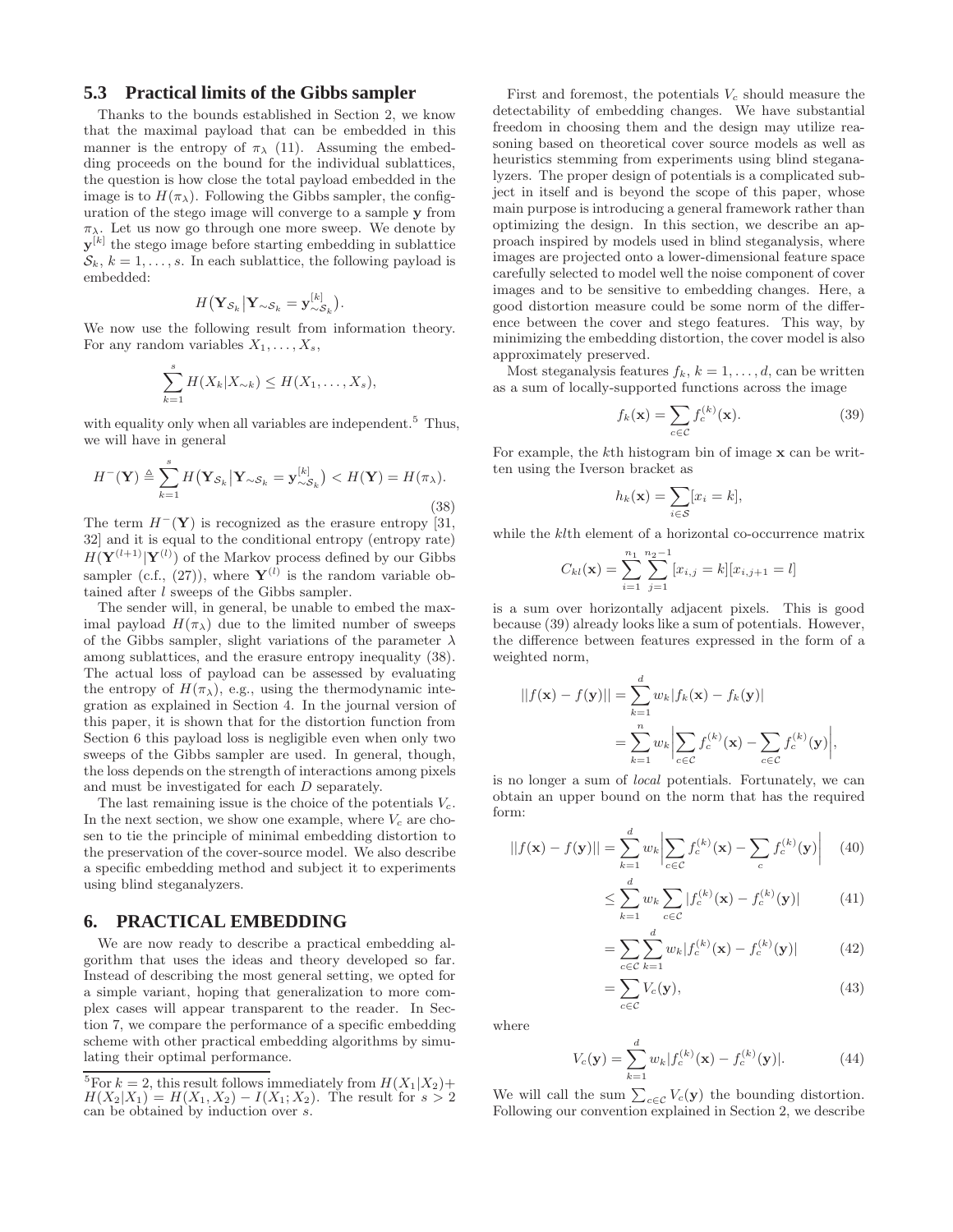## 5.3 Practical limits of the Gibbs sampler

Thanks to the bounds established in Section 2, we know that the maximal payload that can be embedded in this manner is the entropy of $\pi_\lambda$ (11). Assuming the embedding proceeds on the bound for the individual sublattices, the question is how close the total payload embedded in the image is to $H(\pi_\lambda)$. Following the Gibbs sampler, the configuration of the stego image will converge to a sample $\mathbf{y}$ from $\pi_\lambda$. Let us now go through one more sweep. We denote by $\mathbf{y}^{[k]}$ the stego image before starting embedding in sublattice $\mathcal{S}_k$, $k = 1, \ldots, s$. In each sublattice, the following payload is embedded:

$$H\big(\mathbf{Y}_{\mathcal{S}_k} \big| \mathbf{Y}_{\sim\mathcal{S}_k} = \mathbf{y}^{[k]}_{\sim\mathcal{S}_k}\big).$$

We now use the following result from information theory. For any random variables $X_1, \ldots, X_s$,

$$\sum_{k=1}^{s} H(X_k | X_{\sim k}) \le H(X_1, \ldots, X_s),$$

with equality only when all variables are independent.[5] Thus, we will have in general

$$H^{-}(\mathbf{Y}) \triangleq \sum_{k=1}^{s} H\big(\mathbf{Y}_{\mathcal{S}_k} \big| \mathbf{Y}_{\sim\mathcal{S}_k} = \mathbf{y}^{[k]}_{\sim\mathcal{S}_k}\big) < H(\mathbf{Y}) = H(\pi_\lambda). \tag{38}$$

The term $H^{-}(\mathbf{Y})$ is recognized as the erasure entropy [31, 32] and it is equal to the conditional entropy (entropy rate) $H(\mathbf{Y}^{(l+1)} | \mathbf{Y}^{(l)})$ of the Markov process defined by our Gibbs sampler (c.f., (27)), where $\mathbf{Y}^{(l)}$ is the random variable obtained after $l$ sweeps of the Gibbs sampler.

The sender will, in general, be unable to embed the maximal payload $H(\pi_\lambda)$ due to the limited number of sweeps of the Gibbs sampler, slight variations of the parameter $\lambda$ among sublattices, and the erasure entropy inequality (38). The actual loss of payload can be assessed by evaluating the entropy of $H(\pi_\lambda)$, e.g., using the thermodynamic integration as explained in Section 4. In the journal version of this paper, it is shown that for the distortion function from Section 6 this payload loss is negligible even when only two sweeps of the Gibbs sampler are used. In general, though, the loss depends on the strength of interactions among pixels and must be investigated for each $D$ separately.

The last remaining issue is the choice of the potentials $V_c$. In the next section, we show one example, where $V_c$ are chosen to tie the principle of minimal embedding distortion to the preservation of the cover-source model. We also describe a specific embedding method and subject it to experiments using blind steganalyzers.

# 6. PRACTICAL EMBEDDING

We are now ready to describe a practical embedding algorithm that uses the ideas and theory developed so far. Instead of describing the most general setting, we opted for a simple variant, hoping that generalization to more complex cases will appear transparent to the reader. In Section 7, we compare the performance of a specific embedding scheme with other practical embedding algorithms by simulating their optimal performance.

[5] For $k = 2$, this result follows immediately from $H(X_1|X_2) + H(X_2|X_1) = H(X_1, X_2) - I(X_1; X_2)$. The result for $s > 2$ can be obtained by induction over $s$.

First and foremost, the potentials $V_c$ should measure the detectability of embedding changes. We have substantial freedom in choosing them and the design may utilize reasoning based on theoretical cover source models as well as heuristics stemming from experiments using blind steganalyzers. The proper design of potentials is a complicated subject in itself and is beyond the scope of this paper, whose main purpose is introducing a general framework rather than optimizing the design. In this section, we describe an approach inspired by models used in blind steganalysis, where images are projected onto a lower-dimensional feature space carefully selected to model well the noise component of cover images and to be sensitive to embedding changes. Here, a good distortion measure could be some norm of the difference between the cover and stego features. This way, by minimizing the embedding distortion, the cover model is also approximately preserved.

Most steganalysis features $f_k$, $k = 1, \ldots, d$, can be written as a sum of locally-supported functions across the image

$$f_k(\mathbf{x}) = \sum_{c \in \mathcal{C}} f_c^{(k)}(\mathbf{x}). \tag{39}$$

For example, the $k$th histogram bin of image $\mathbf{x}$ can be written using the Iverson bracket as

$$h_k(\mathbf{x}) = \sum_{i \in \mathcal{S}} [x_i = k],$$

while the $kl$th element of a horizontal co-occurrence matrix

$$C_{kl}(\mathbf{x}) = \sum_{i=1}^{n_1} \sum_{j=1}^{n_2-1} [x_{i,j} = k][x_{i,j+1} = l]$$

is a sum over horizontally adjacent pixels. This is good because (39) already looks like a sum of potentials. However, the difference between features expressed in the form of a weighted norm,

$$\begin{aligned} ||f(\mathbf{x}) - f(\mathbf{y})|| &= \sum_{k=1}^{d} w_k |f_k(\mathbf{x}) - f_k(\mathbf{y})| \\ &= \sum_{k=1}^{n} w_k \left| \sum_{c \in \mathcal{C}} f_c^{(k)}(\mathbf{x}) - \sum_{c \in \mathcal{C}} f_c^{(k)}(\mathbf{y}) \right|, \end{aligned}$$

is no longer a sum of *local* potentials. Fortunately, we can obtain an upper bound on the norm that has the required form:

$$||f(\mathbf{x}) - f(\mathbf{y})|| = \sum_{k=1}^{d} w_k \left| \sum_{c \in \mathcal{C}} f_c^{(k)}(\mathbf{x}) - \sum_{c} f_c^{(k)}(\mathbf{y}) \right| \tag{40}$$

$$\le \sum_{k=1}^{d} w_k \sum_{c \in \mathcal{C}} |f_c^{(k)}(\mathbf{x}) - f_c^{(k)}(\mathbf{y})| \tag{41}$$

$$= \sum_{c \in \mathcal{C}} \sum_{k=1}^{d} w_k |f_c^{(k)}(\mathbf{x}) - f_c^{(k)}(\mathbf{y})| \tag{42}$$

$$= \sum_{c \in \mathcal{C}} V_c(\mathbf{y}), \tag{43}$$

where

$$V_c(\mathbf{y}) = \sum_{k=1}^{d} w_k |f_c^{(k)}(\mathbf{x}) - f_c^{(k)}(\mathbf{y})|. \tag{44}$$

We will call the sum $\sum_{c \in \mathcal{C}} V_c(\mathbf{y})$ the bounding distortion. Following our convention explained in Section 2, we describe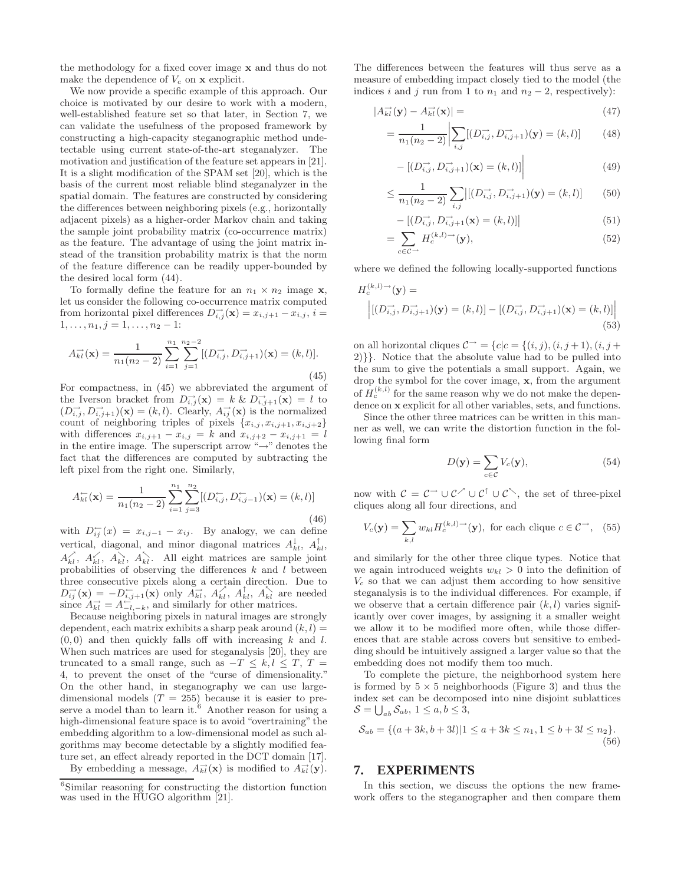the methodology for a fixed cover image $\mathbf{x}$ and thus do not make the dependence of $V_c$ on $\mathbf{x}$ explicit.

We now provide a specific example of this approach. Our choice is motivated by our desire to work with a modern, well-established feature set so that later, in Section 7, we can validate the usefulness of the proposed framework by constructing a high-capacity steganographic method undetectable using current state-of-the-art steganalyzer. The motivation and justification of the feature set appears in [21]. It is a slight modification of the SPAM set [20], which is the basis of the current most reliable blind steganalyzer in the spatial domain. The features are constructed by considering the differences between neighboring pixels (e.g., horizontally adjacent pixels) as a higher-order Markov chain and taking the sample joint probability matrix (co-occurrence matrix) as the feature. The advantage of using the joint matrix instead of the transition probability matrix is that the norm of the feature difference can be readily upper-bounded by the desired local form (44).

To formally define the feature for an $n_1 \times n_2$ image $\mathbf{x}$, let us consider the following co-occurrence matrix computed from horizontal pixel differences $D^{\rightarrow}_{i,j}(\mathbf{x}) = x_{i,j+1} - x_{i,j}$, $i = 1,\ldots,n_1$, $j = 1,\ldots,n_2-1$:

$$A^{\rightarrow}_{kl}(\mathbf{x}) = \frac{1}{n_1(n_2-2)} \sum_{i=1}^{n_1}\sum_{j=1}^{n_2-2} [(D^{\rightarrow}_{i,j}, D^{\rightarrow}_{i,j+1})(\mathbf{x}) = (k,l)]. \tag{45}$$

For compactness, in (45) we abbreviated the argument of the Iverson bracket from $D^{\rightarrow}_{i,j}(\mathbf{x}) = k$ & $D^{\rightarrow}_{i,j+1}(\mathbf{x}) = l$ to $(D^{\rightarrow}_{i,j}, D^{\rightarrow}_{i,j+1})(\mathbf{x}) = (k,l)$. Clearly, $A^{\rightarrow}_{ij}(\mathbf{x})$ is the normalized count of neighboring triples of pixels $\{x_{i,j}, x_{i,j+1}, x_{i,j+2}\}$ with differences $x_{i,j+1} - x_{i,j} = k$ and $x_{i,j+2} - x_{i,j+1} = l$ in the entire image. The superscript arrow "$\rightarrow$" denotes the fact that the differences are computed by subtracting the left pixel from the right one. Similarly,

$$A^{\leftarrow}_{kl}(\mathbf{x}) = \frac{1}{n_1(n_2-2)} \sum_{i=1}^{n_1}\sum_{j=3}^{n_2} [(D^{\leftarrow}_{i,j}, D^{\leftarrow}_{i,j-1})(\mathbf{x}) = (k,l)] \tag{46}$$

with $D^{\leftarrow}_{ij}(x) = x_{i,j-1} - x_{ij}$. By analogy, we can define vertical, diagonal, and minor diagonal matrices $A^{\downarrow}_{kl}$, $A^{\uparrow}_{kl}$, $A^{\nearrow}_{kl}$, $A^{\swarrow}_{kl}$, $A^{\searrow}_{kl}$, $A^{\nwarrow}_{kl}$. All eight matrices are sample joint probabilities of observing the differences $k$ and $l$ between three consecutive pixels along a certain direction. Due to $D^{\rightarrow}_{ij}(\mathbf{x}) = -D^{\leftarrow}_{i,j+1}(\mathbf{x})$ only $A^{\rightarrow}_{kl}$, $A^{\swarrow}_{kl}$, $A^{\uparrow}_{kl}$, $A^{\nwarrow}_{kl}$ are needed since $A^{\rightarrow}_{kl} = A^{\leftarrow}_{-l,-k}$, and similarly for other matrices.

Because neighboring pixels in natural images are strongly dependent, each matrix exhibits a sharp peak around $(k,l) = (0,0)$ and then quickly falls off with increasing $k$ and $l$. When such matrices are used for steganalysis [20], they are truncated to a small range, such as $-T \le k,l \le T$, $T = 4$, to prevent the onset of the "curse of dimensionality." On the other hand, in steganography we can use large-dimensional models ($T = 255$) because it is easier to preserve a model than to learn it.[6] Another reason for using a high-dimensional feature space is to avoid "overtraining" the embedding algorithm to a low-dimensional model as such algorithms may become detectable by a slightly modified feature set, an effect already reported in the DCT domain [17].

By embedding a message, $A^{\rightarrow}_{kl}(\mathbf{x})$ is modified to $A^{\rightarrow}_{kl}(\mathbf{y})$. The differences between the features will thus serve as a measure of embedding impact closely tied to the model (the indices $i$ and $j$ run from 1 to $n_1$ and $n_2 - 2$, respectively):

$$|A^{\rightarrow}_{kl}(\mathbf{y}) - A^{\rightarrow}_{kl}(\mathbf{x})| = \tag{47}$$

$$= \frac{1}{n_1(n_2-2)}\Big|\sum_{i,j}[(D^{\rightarrow}_{i,j}, D^{\rightarrow}_{i,j+1})(\mathbf{y}) = (k,l)] \tag{48}$$

$$- [(D^{\rightarrow}_{i,j}, D^{\rightarrow}_{i,j+1})(\mathbf{x}) = (k,l)]\Big| \tag{49}$$

$$\le \frac{1}{n_1(n_2-2)}\sum_{i,j}\big|[(D^{\rightarrow}_{i,j}, D^{\rightarrow}_{i,j+1})(\mathbf{y}) = (k,l)] \tag{50}$$

$$- [(D^{\rightarrow}_{i,j}, D^{\rightarrow}_{i,j+1}(\mathbf{x}) = (k,l)]\big| \tag{51}$$

$$= \sum_{c\in\mathcal{C}^{\rightarrow}} H_c^{(k,l)\rightarrow}(\mathbf{y}), \tag{52}$$

where we defined the following locally-supported functions

$$H_c^{(k,l)\rightarrow}(\mathbf{y}) = \Big|[(D^{\rightarrow}_{i,j}, D^{\rightarrow}_{i,j+1})(\mathbf{y}) = (k,l)] - [(D^{\rightarrow}_{i,j}, D^{\rightarrow}_{i,j+1})(\mathbf{x}) = (k,l)]\Big| \tag{53}$$

on all horizontal cliques $\mathcal{C}^{\rightarrow} = \{c | c = \{(i,j),(i,j+1),(i,j+2)\}\}$. Notice that the absolute value had to be pulled into the sum to give the potentials a small support. Again, we drop the symbol for the cover image, $\mathbf{x}$, from the argument of $H_c^{(k,l)}$ for the same reason why we do not make the dependence on $\mathbf{x}$ explicit for all other variables, sets, and functions.

Since the other three matrices can be written in this manner as well, we can write the distortion function in the following final form

$$D(\mathbf{y}) = \sum_{c\in\mathcal{C}} V_c(\mathbf{y}), \tag{54}$$

now with $\mathcal{C} = \mathcal{C}^{\rightarrow} \cup \mathcal{C}^{\nearrow} \cup \mathcal{C}^{\uparrow} \cup \mathcal{C}^{\nwarrow}$, the set of three-pixel cliques along all four directions, and

$$V_c(\mathbf{y}) = \sum_{k,l} w_{kl} H_c^{(k,l)\rightarrow}(\mathbf{y}), \text{ for each clique } c \in \mathcal{C}^{\rightarrow}, \tag{55}$$

and similarly for the other three clique types. Notice that we again introduced weights $w_{kl} > 0$ into the definition of $V_c$ so that we can adjust them according to how sensitive steganalysis is to the individual differences. For example, if we observe that a certain difference pair $(k,l)$ varies significantly over cover images, by assigning it a smaller weight we allow it to be modified more often, while those differences that are stable across covers but sensitive to embedding should be intuitively assigned a larger value so that the embedding does not modify them too much.

To complete the picture, the neighborhood system here is formed by $5 \times 5$ neighborhoods (Figure 3) and thus the index set can be decomposed into nine disjoint sublattices $\mathcal{S} = \bigcup_{ab} \mathcal{S}_{ab}$, $1 \le a,b \le 3$,

$$\mathcal{S}_{ab} = \{(a+3k, b+3l) | 1 \le a+3k \le n_1, 1 \le b+3l \le n_2\}. \tag{56}$$

## 7. EXPERIMENTS

In this section, we discuss the options the new framework offers to the steganographer and then compare them

[6] Similar reasoning for constructing the distortion function was used in the HUGO algorithm [21].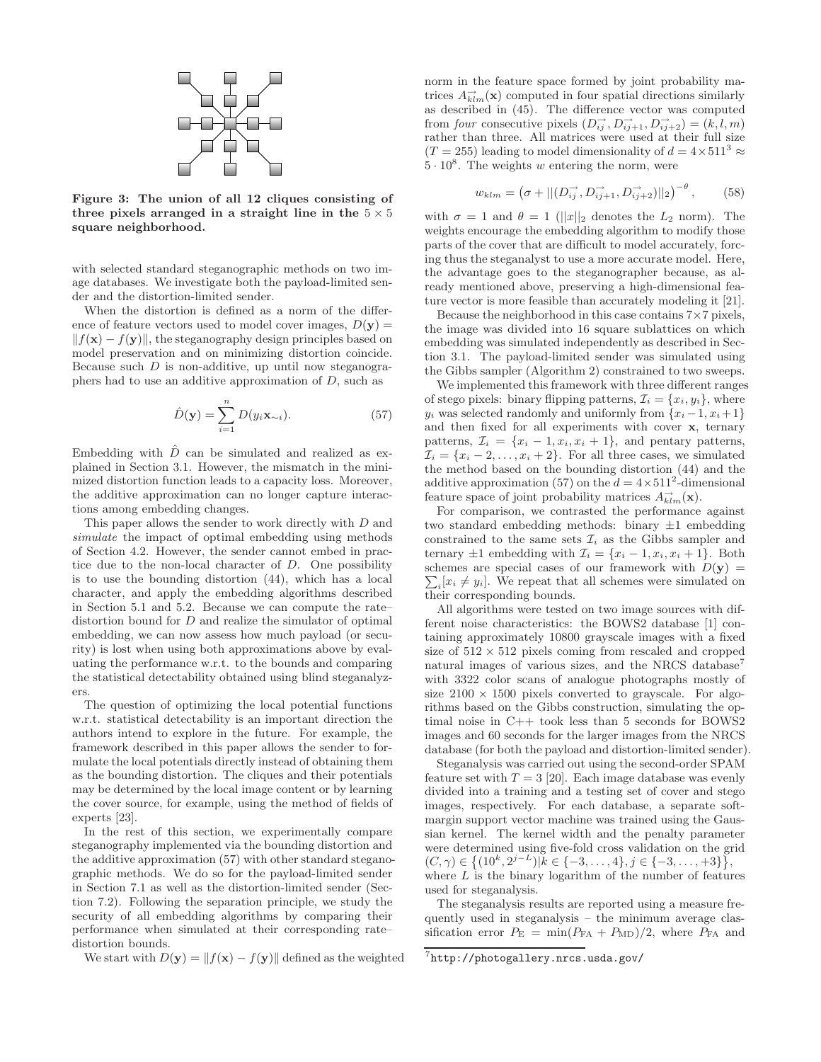Figure 3: The union of all 12 cliques consisting of three pixels arranged in a straight line in the $5 \times 5$ square neighborhood.

with selected standard steganographic methods on two image databases. We investigate both the payload-limited sender and the distortion-limited sender.

When the distortion is defined as a norm of the difference of feature vectors used to model cover images, $D(\mathbf{y}) = \|f(\mathbf{x}) - f(\mathbf{y})\|$, the steganography design principles based on model preservation and on minimizing distortion coincide. Because such $D$ is non-additive, up until now steganographers had to use an additive approximation of $D$, such as

$$\hat{D}(\mathbf{y}) = \sum_{i=1}^{n} D(y_i \mathbf{x}_{\sim i}). \tag{57}$$

Embedding with $\hat{D}$ can be simulated and realized as explained in Section 3.1. However, the mismatch in the minimized distortion function leads to a capacity loss. Moreover, the additive approximation can no longer capture interactions among embedding changes.

This paper allows the sender to work directly with $D$ and *simulate* the impact of optimal embedding using methods of Section 4.2. However, the sender cannot embed in practice due to the non-local character of $D$. One possibility is to use the bounding distortion (44), which has a local character, and apply the embedding algorithms described in Section 5.1 and 5.2. Because we can compute the rate–distortion bound for $D$ and realize the simulator of optimal embedding, we can now assess how much payload (or security) is lost when using both approximations above by evaluating the performance w.r.t. to the bounds and comparing the statistical detectability obtained using blind steganalyzers.

The question of optimizing the local potential functions w.r.t. statistical detectability is an important direction the authors intend to explore in the future. For example, the framework described in this paper allows the sender to formulate the local potentials directly instead of obtaining them as the bounding distortion. The cliques and their potentials may be determined by the local image content or by learning the cover source, for example, using the method of fields of experts [23].

In the rest of this section, we experimentally compare steganography implemented via the bounding distortion and the additive approximation (57) with other standard steganographic methods. We do so for the payload-limited sender in Section 7.1 as well as the distortion-limited sender (Section 7.2). Following the separation principle, we study the security of all embedding algorithms by comparing their performance when simulated at their corresponding rate–distortion bounds.

We start with $D(\mathbf{y}) = \|f(\mathbf{x}) - f(\mathbf{y})\|$ defined as the weighted norm in the feature space formed by joint probability matrices $A^{\rightarrow}_{klm}(\mathbf{x})$ computed in four spatial directions similarly as described in (45). The difference vector was computed from *four* consecutive pixels $(D^{\rightarrow}_{ij}, D^{\rightarrow}_{ij+1}, D^{\rightarrow}_{ij+2}) = (k, l, m)$ rather than three. All matrices were used at their full size ($T = 255$) leading to model dimensionality of $d = 4 \times 511^3 \approx 5 \cdot 10^8$. The weights $w$ entering the norm, were

$$w_{klm} = \left(\sigma + ||(D^{\rightarrow}_{ij}, D^{\rightarrow}_{ij+1}, D^{\rightarrow}_{ij+2})||_2\right)^{-\theta}, \tag{58}$$

with $\sigma = 1$ and $\theta = 1$ ($||x||_2$ denotes the $L_2$ norm). The weights encourage the embedding algorithm to modify those parts of the cover that are difficult to model accurately, forcing thus the steganalyst to use a more accurate model. Here, the advantage goes to the steganographer because, as already mentioned above, preserving a high-dimensional feature vector is more feasible than accurately modeling it [21].

Because the neighborhood in this case contains $7 \times 7$ pixels, the image was divided into 16 square sublattices on which embedding was simulated independently as described in Section 3.1. The payload-limited sender was simulated using the Gibbs sampler (Algorithm 2) constrained to two sweeps.

We implemented this framework with three different ranges of stego pixels: binary flipping patterns, $\mathcal{I}_i = \{x_i, y_i\}$, where $y_i$ was selected randomly and uniformly from $\{x_i - 1, x_i + 1\}$ and then fixed for all experiments with cover $\mathbf{x}$, ternary patterns, $\mathcal{I}_i = \{x_i - 1, x_i, x_i + 1\}$, and pentary patterns, $\mathcal{I}_i = \{x_i - 2, \ldots, x_i + 2\}$. For all three cases, we simulated the method based on the bounding distortion (44) and the additive approximation (57) on the $d = 4 \times 511^2$-dimensional feature space of joint probability matrices $A^{\rightarrow}_{klm}(\mathbf{x})$.

For comparison, we contrasted the performance against two standard embedding methods: binary $\pm 1$ embedding constrained to the same sets $\mathcal{I}_i$ as the Gibbs sampler and ternary $\pm 1$ embedding with $\mathcal{I}_i = \{x_i - 1, x_i, x_i + 1\}$. Both schemes are special cases of our framework with $D(\mathbf{y}) = \sum_i [x_i \neq y_i]$. We repeat that all schemes were simulated on their corresponding bounds.

All algorithms were tested on two image sources with different noise characteristics: the BOWS2 database [1] containing approximately 10800 grayscale images with a fixed size of $512 \times 512$ pixels coming from rescaled and cropped natural images of various sizes, and the NRCS database[7] with 3322 color scans of analogue photographs mostly of size $2100 \times 1500$ pixels converted to grayscale. For algorithms based on the Gibbs construction, simulating the optimal noise in C++ took less than 5 seconds for BOWS2 images and 60 seconds for the larger images from the NRCS database (for both the payload and distortion-limited sender).

Steganalysis was carried out using the second-order SPAM feature set with $T = 3$ [20]. Each image database was evenly divided into a training and a testing set of cover and stego images, respectively. For each database, a separate soft-margin support vector machine was trained using the Gaussian kernel. The kernel width and the penalty parameter were determined using five-fold cross validation on the grid $(C, \gamma) \in \left\{(10^k, 2^{j-L}) | k \in \{-3, \ldots, 4\}, j \in \{-3, \ldots, +3\}\right\}$, where $L$ is the binary logarithm of the number of features used for steganalysis.

The steganalysis results are reported using a measure frequently used in steganalysis – the minimum average classification error $P_{\mathrm{E}} = \min(P_{\mathrm{FA}} + P_{\mathrm{MD}})/2$, where $P_{\mathrm{FA}}$ and

[7] http://photogallery.nrcs.usda.gov/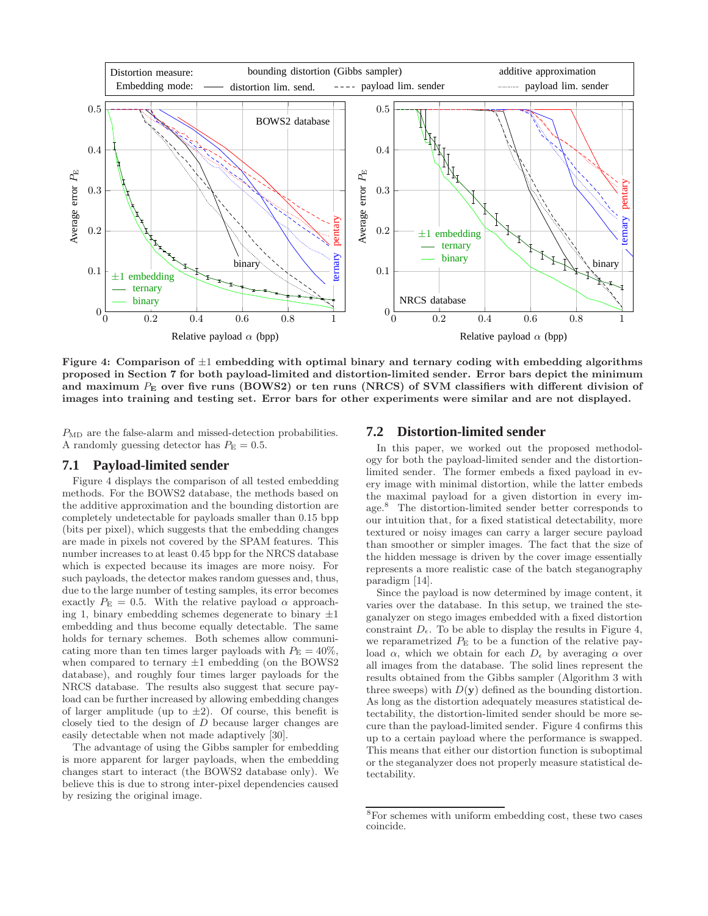Figure 4: Comparison of $\pm 1$ embedding with optimal binary and ternary coding with embedding algorithms proposed in Section 7 for both payload-limited and distortion-limited sender. Error bars depict the minimum and maximum $P_E$ over five runs (BOWS2) or ten runs (NRCS) of SVM classifiers with different division of images into training and testing set. Error bars for other experiments were similar and are not displayed.

$P_{MD}$ are the false-alarm and missed-detection probabilities. A randomly guessing detector has $P_E = 0.5$.

## 7.1 Payload-limited sender

Figure 4 displays the comparison of all tested embedding methods. For the BOWS2 database, the methods based on the additive approximation and the bounding distortion are completely undetectable for payloads smaller than 0.15 bpp (bits per pixel), which suggests that the embedding changes are made in pixels not covered by the SPAM features. This number increases to at least 0.45 bpp for the NRCS database which is expected because its images are more noisy. For such payloads, the detector makes random guesses and, thus, due to the large number of testing samples, its error becomes exactly $P_E = 0.5$. With the relative payload $\alpha$ approaching 1, binary embedding schemes degenerate to binary $\pm 1$ embedding and thus become equally detectable. The same holds for ternary schemes. Both schemes allow communicating more than ten times larger payloads with $P_E = 40\%$, when compared to ternary $\pm 1$ embedding (on the BOWS2 database), and roughly four times larger payloads for the NRCS database. The results also suggest that secure payload can be further increased by allowing embedding changes of larger amplitude (up to $\pm 2$). Of course, this benefit is closely tied to the design of $D$ because larger changes are easily detectable when not made adaptively [30].

The advantage of using the Gibbs sampler for embedding is more apparent for larger payloads, when the embedding changes start to interact (the BOWS2 database only). We believe this is due to strong inter-pixel dependencies caused by resizing the original image.

## 7.2 Distortion-limited sender

In this paper, we worked out the proposed methodology for both the payload-limited sender and the distortion-limited sender. The former embeds a fixed payload in every image with minimal distortion, while the latter embeds the maximal payload for a given distortion in every image.[8] The distortion-limited sender better corresponds to our intuition that, for a fixed statistical detectability, more textured or noisy images can carry a larger secure payload than smoother or simpler images. The fact that the size of the hidden message is driven by the cover image essentially represents a more realistic case of the batch steganography paradigm [14].

Since the payload is now determined by image content, it varies over the database. In this setup, we trained the steganalyzer on stego images embedded with a fixed distortion constraint $D_\epsilon$. To be able to display the results in Figure 4, we reparametrized $P_E$ to be a function of the relative payload $\alpha$, which we obtain for each $D_\epsilon$ by averaging $\alpha$ over all images from the database. The solid lines represent the results obtained from the Gibbs sampler (Algorithm 3 with three sweeps) with $D(\mathbf{y})$ defined as the bounding distortion. As long as the distortion adequately measures statistical detectability, the distortion-limited sender should be more secure than the payload-limited sender. Figure 4 confirms this up to a certain payload where the performance is swapped. This means that either our distortion function is suboptimal or the steganalyzer does not properly measure statistical detectability.

[8] For schemes with uniform embedding cost, these two cases coincide.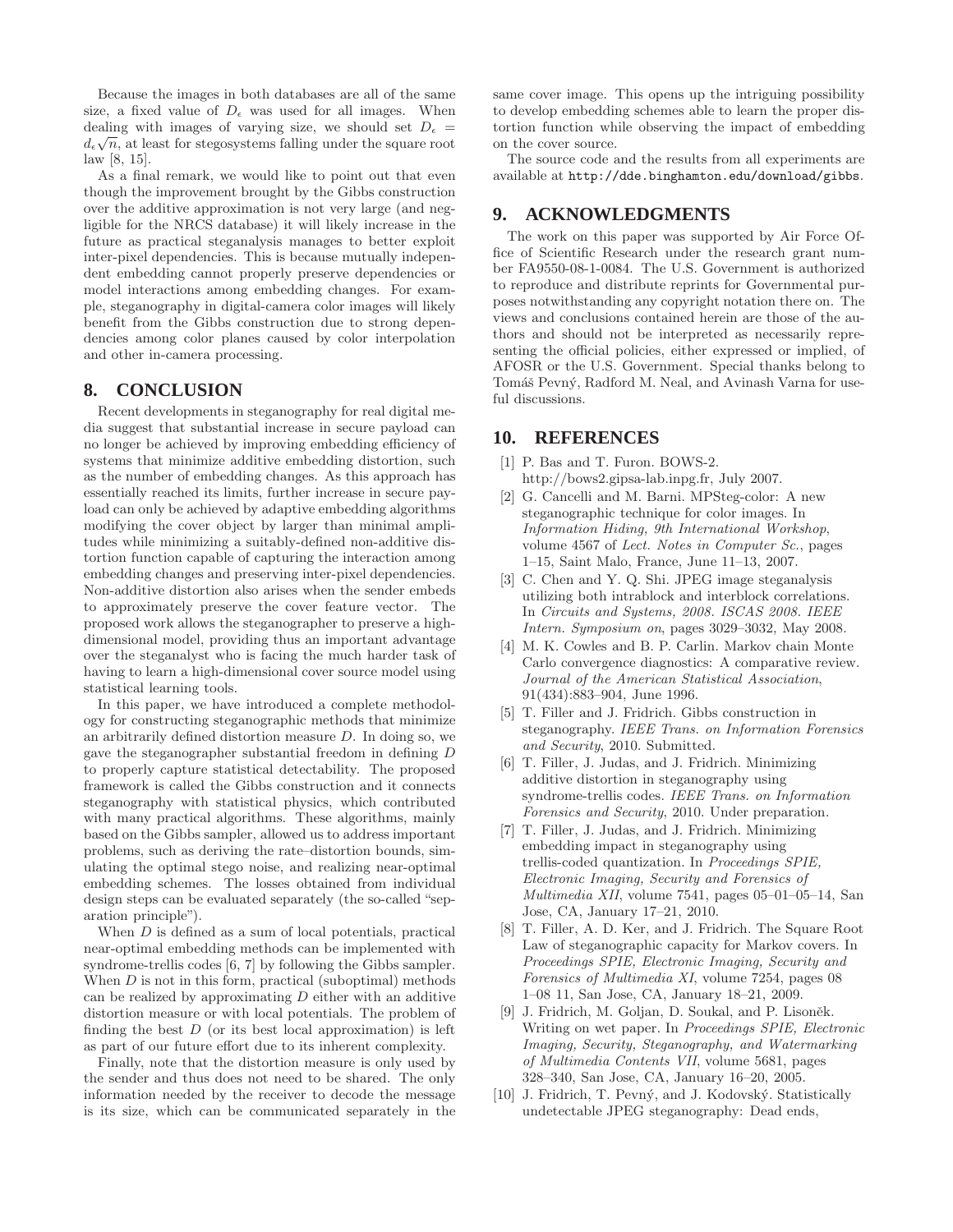Because the images in both databases are all of the same size, a fixed value of $D_\epsilon$ was used for all images. When dealing with images of varying size, we should set $D_\epsilon = d_\epsilon\sqrt{n}$, at least for stegosystems falling under the square root law [8, 15].

As a final remark, we would like to point out that even though the improvement brought by the Gibbs construction over the additive approximation is not very large (and negligible for the NRCS database) it will likely increase in the future as practical steganalysis manages to better exploit inter-pixel dependencies. This is because mutually independent embedding cannot properly preserve dependencies or model interactions among embedding changes. For example, steganography in digital-camera color images will likely benefit from the Gibbs construction due to strong dependencies among color planes caused by color interpolation and other in-camera processing.

## 8. CONCLUSION

Recent developments in steganography for real digital media suggest that substantial increase in secure payload can no longer be achieved by improving embedding efficiency of systems that minimize additive embedding distortion, such as the number of embedding changes. As this approach has essentially reached its limits, further increase in secure payload can only be achieved by adaptive embedding algorithms modifying the cover object by larger than minimal amplitudes while minimizing a suitably-defined non-additive distortion function capable of capturing the interaction among embedding changes and preserving inter-pixel dependencies. Non-additive distortion also arises when the sender embeds to approximately preserve the cover feature vector. The proposed work allows the steganographer to preserve a high-dimensional model, providing thus an important advantage over the steganalyst who is facing the much harder task of having to learn a high-dimensional cover source model using statistical learning tools.

In this paper, we have introduced a complete methodology for constructing steganographic methods that minimize an arbitrarily defined distortion measure $D$. In doing so, we gave the steganographer substantial freedom in defining $D$ to properly capture statistical detectability. The proposed framework is called the Gibbs construction and it connects steganography with statistical physics, which contributed with many practical algorithms. These algorithms, mainly based on the Gibbs sampler, allowed us to address important problems, such as deriving the rate–distortion bounds, simulating the optimal stego noise, and realizing near-optimal embedding schemes. The losses obtained from individual design steps can be evaluated separately (the so-called "separation principle").

When $D$ is defined as a sum of local potentials, practical near-optimal embedding methods can be implemented with syndrome-trellis codes [6, 7] by following the Gibbs sampler. When $D$ is not in this form, practical (suboptimal) methods can be realized by approximating $D$ either with an additive distortion measure or with local potentials. The problem of finding the best $D$ (or its best local approximation) is left as part of our future effort due to its inherent complexity.

Finally, note that the distortion measure is only used by the sender and thus does not need to be shared. The only information needed by the receiver to decode the message is its size, which can be communicated separately in the same cover image. This opens up the intriguing possibility to develop embedding schemes able to learn the proper distortion function while observing the impact of embedding on the cover source.

The source code and the results from all experiments are available at `http://dde.binghamton.edu/download/gibbs`.

## 9. ACKNOWLEDGMENTS

The work on this paper was supported by Air Force Office of Scientific Research under the research grant number FA9550-08-1-0084. The U.S. Government is authorized to reproduce and distribute reprints for Governmental purposes notwithstanding any copyright notation there on. The views and conclusions contained herein are those of the authors and should not be interpreted as necessarily representing the official policies, either expressed or implied, of AFOSR or the U.S. Government. Special thanks belong to Tomáš Pevný, Radford M. Neal, and Avinash Varna for useful discussions.

## 10. REFERENCES

[1] P. Bas and T. Furon. BOWS-2. http://bows2.gipsa-lab.inpg.fr, July 2007.

[2] G. Cancelli and M. Barni. MPSteg-color: A new steganographic technique for color images. In *Information Hiding, 9th International Workshop*, volume 4567 of *Lect. Notes in Computer Sc.*, pages 1–15, Saint Malo, France, June 11–13, 2007.

[3] C. Chen and Y. Q. Shi. JPEG image steganalysis utilizing both intrablock and interblock correlations. In *Circuits and Systems, 2008. ISCAS 2008. IEEE Intern. Symposium on*, pages 3029–3032, May 2008.

[4] M. K. Cowles and B. P. Carlin. Markov chain Monte Carlo convergence diagnostics: A comparative review. *Journal of the American Statistical Association*, 91(434):883–904, June 1996.

[5] T. Filler and J. Fridrich. Gibbs construction in steganography. *IEEE Trans. on Information Forensics and Security*, 2010. Submitted.

[6] T. Filler, J. Judas, and J. Fridrich. Minimizing additive distortion in steganography using syndrome-trellis codes. *IEEE Trans. on Information Forensics and Security*, 2010. Under preparation.

[7] T. Filler, J. Judas, and J. Fridrich. Minimizing embedding impact in steganography using trellis-coded quantization. In *Proceedings SPIE, Electronic Imaging, Security and Forensics of Multimedia XII*, volume 7541, pages 05–01–05–14, San Jose, CA, January 17–21, 2010.

[8] T. Filler, A. D. Ker, and J. Fridrich. The Square Root Law of steganographic capacity for Markov covers. In *Proceedings SPIE, Electronic Imaging, Security and Forensics of Multimedia XI*, volume 7254, pages 08 1–08 11, San Jose, CA, January 18–21, 2009.

[9] J. Fridrich, M. Goljan, D. Soukal, and P. Lisoněk. Writing on wet paper. In *Proceedings SPIE, Electronic Imaging, Security, Steganography, and Watermarking of Multimedia Contents VII*, volume 5681, pages 328–340, San Jose, CA, January 16–20, 2005.

[10] J. Fridrich, T. Pevný, and J. Kodovský. Statistically undetectable JPEG steganography: Dead ends,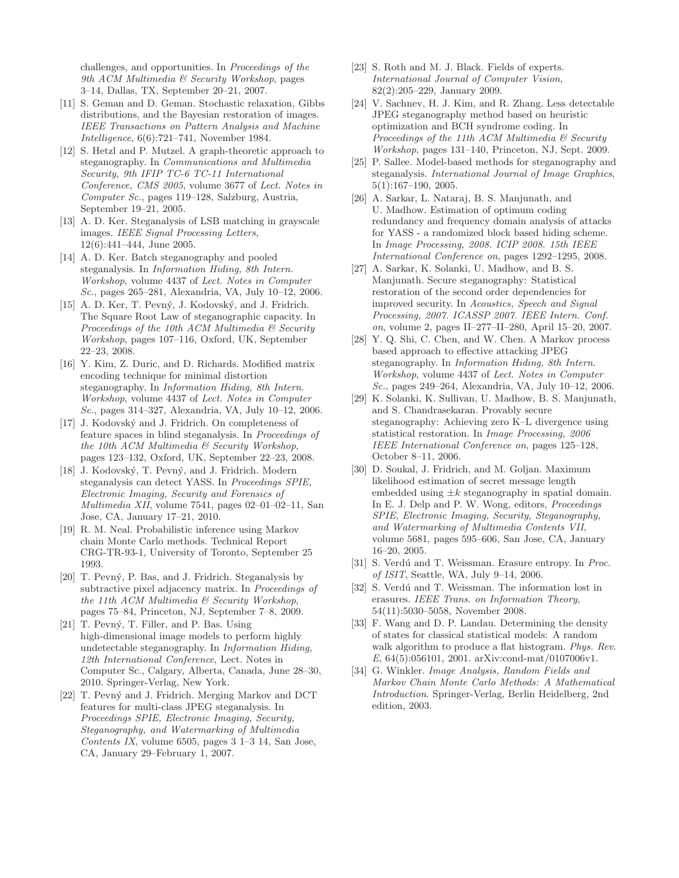challenges, and opportunities. In *Proceedings of the 9th ACM Multimedia & Security Workshop*, pages 3–14, Dallas, TX, September 20–21, 2007.

[11] S. Geman and D. Geman. Stochastic relaxation, Gibbs distributions, and the Bayesian restoration of images. *IEEE Transactions on Pattern Analysis and Machine Intelligence*, 6(6):721–741, November 1984.

[12] S. Hetzl and P. Mutzel. A graph-theoretic approach to steganography. In *Communications and Multimedia Security, 9th IFIP TC-6 TC-11 International Conference, CMS 2005*, volume 3677 of *Lect. Notes in Computer Sc.*, pages 119–128, Salzburg, Austria, September 19–21, 2005.

[13] A. D. Ker. Steganalysis of LSB matching in grayscale images. *IEEE Signal Processing Letters*, 12(6):441–444, June 2005.

[14] A. D. Ker. Batch steganography and pooled steganalysis. In *Information Hiding, 8th Intern. Workshop*, volume 4437 of *Lect. Notes in Computer Sc.*, pages 265–281, Alexandria, VA, July 10–12, 2006.

[15] A. D. Ker, T. Pevný, J. Kodovský, and J. Fridrich. The Square Root Law of steganographic capacity. In *Proceedings of the 10th ACM Multimedia & Security Workshop*, pages 107–116, Oxford, UK, September 22–23, 2008.

[16] Y. Kim, Z. Duric, and D. Richards. Modified matrix encoding technique for minimal distortion steganography. In *Information Hiding, 8th Intern. Workshop*, volume 4437 of *Lect. Notes in Computer Sc.*, pages 314–327, Alexandria, VA, July 10–12, 2006.

[17] J. Kodovský and J. Fridrich. On completeness of feature spaces in blind steganalysis. In *Proceedings of the 10th ACM Multimedia & Security Workshop*, pages 123–132, Oxford, UK, September 22–23, 2008.

[18] J. Kodovský, T. Pevný, and J. Fridrich. Modern steganalysis can detect YASS. In *Proceedings SPIE, Electronic Imaging, Security and Forensics of Multimedia XII*, volume 7541, pages 02–01–02–11, San Jose, CA, January 17–21, 2010.

[19] R. M. Neal. Probabilistic inference using Markov chain Monte Carlo methods. Technical Report CRG-TR-93-1, University of Toronto, September 25 1993.

[20] T. Pevný, P. Bas, and J. Fridrich. Steganalysis by subtractive pixel adjacency matrix. In *Proceedings of the 11th ACM Multimedia & Security Workshop*, pages 75–84, Princeton, NJ, September 7–8, 2009.

[21] T. Pevný, T. Filler, and P. Bas. Using high-dimensional image models to perform highly undetectable steganography. In *Information Hiding, 12th International Conference*, Lect. Notes in Computer Sc., Calgary, Alberta, Canada, June 28–30, 2010. Springer-Verlag, New York.

[22] T. Pevný and J. Fridrich. Merging Markov and DCT features for multi-class JPEG steganalysis. In *Proceedings SPIE, Electronic Imaging, Security, Steganography, and Watermarking of Multimedia Contents IX*, volume 6505, pages 3 1–3 14, San Jose, CA, January 29–February 1, 2007.

[23] S. Roth and M. J. Black. Fields of experts. *International Journal of Computer Vision*, 82(2):205–229, January 2009.

[24] V. Sachnev, H. J. Kim, and R. Zhang. Less detectable JPEG steganography method based on heuristic optimization and BCH syndrome coding. In *Proceedings of the 11th ACM Multimedia & Security Workshop*, pages 131–140, Princeton, NJ, Sept. 2009.

[25] P. Sallee. Model-based methods for steganography and steganalysis. *International Journal of Image Graphics*, 5(1):167–190, 2005.

[26] A. Sarkar, L. Nataraj, B. S. Manjunath, and U. Madhow. Estimation of optimum coding redundancy and frequency domain analysis of attacks for YASS - a randomized block based hiding scheme. In *Image Processing, 2008. ICIP 2008. 15th IEEE International Conference on*, pages 1292–1295, 2008.

[27] A. Sarkar, K. Solanki, U. Madhow, and B. S. Manjunath. Secure steganography: Statistical restoration of the second order dependencies for improved security. In *Acoustics, Speech and Signal Processing, 2007. ICASSP 2007. IEEE Intern. Conf. on*, volume 2, pages II–277–II–280, April 15–20, 2007.

[28] Y. Q. Shi, C. Chen, and W. Chen. A Markov process based approach to effective attacking JPEG steganography. In *Information Hiding, 8th Intern. Workshop*, volume 4437 of *Lect. Notes in Computer Sc.*, pages 249–264, Alexandria, VA, July 10–12, 2006.

[29] K. Solanki, K. Sullivan, U. Madhow, B. S. Manjunath, and S. Chandrasekaran. Provably secure steganography: Achieving zero K–L divergence using statistical restoration. In *Image Processing, 2006 IEEE International Conference on*, pages 125–128, October 8–11, 2006.

[30] D. Soukal, J. Fridrich, and M. Goljan. Maximum likelihood estimation of secret message length embedded using $\pm k$ steganography in spatial domain. In E. J. Delp and P. W. Wong, editors, *Proceedings SPIE, Electronic Imaging, Security, Steganography, and Watermarking of Multimedia Contents VII*, volume 5681, pages 595–606, San Jose, CA, January 16–20, 2005.

[31] S. Verdú and T. Weissman. Erasure entropy. In *Proc. of ISIT*, Seattle, WA, July 9–14, 2006.

[32] S. Verdú and T. Weissman. The information lost in erasures. *IEEE Trans. on Information Theory*, 54(11):5030–5058, November 2008.

[33] F. Wang and D. P. Landau. Determining the density of states for classical statistical models: A random walk algorithm to produce a flat histogram. *Phys. Rev. E*, 64(5):056101, 2001. arXiv:cond-mat/0107006v1.

[34] G. Winkler. *Image Analysis, Random Fields and Markov Chain Monte Carlo Methods: A Mathematical Introduction*. Springer-Verlag, Berlin Heidelberg, 2nd edition, 2003.